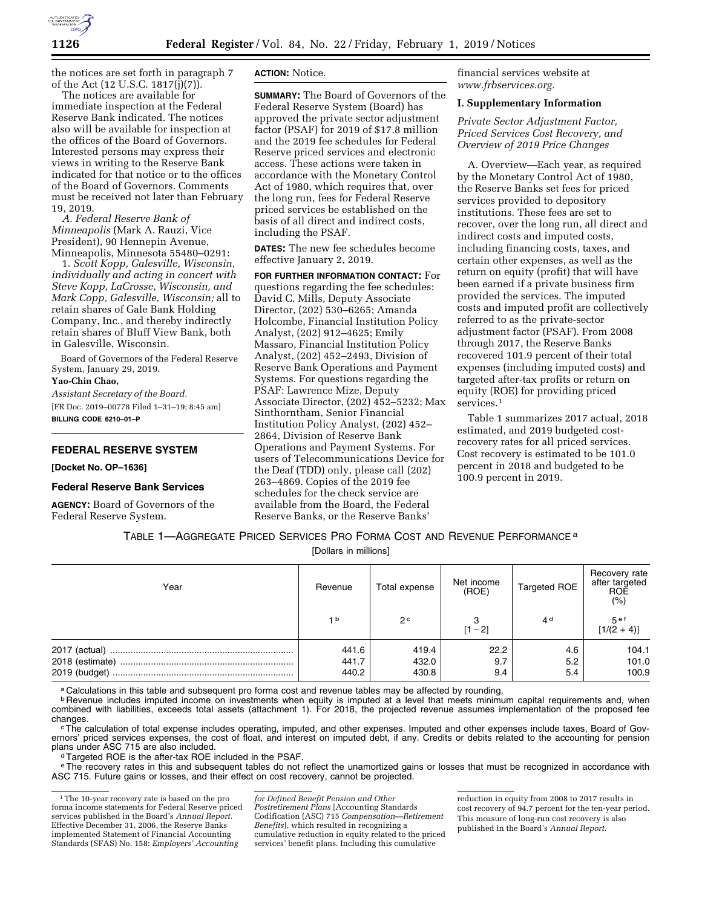the notices are set forth in paragraph 7 of the Act (12 U.S.C. 1817(j)(7)).

The notices are available for immediate inspection at the Federal Reserve Bank indicated. The notices also will be available for inspection at the offices of the Board of Governors. Interested persons may express their views in writing to the Reserve Bank indicated for that notice or to the offices of the Board of Governors. Comments must be received not later than February 19, 2019.

*A. Federal Reserve Bank of Minneapolis* (Mark A. Rauzi, Vice President), 90 Hennepin Avenue, Minneapolis, Minnesota 55480–0291:

1. *Scott Kopp, Galesville, Wisconsin, individually and acting in concert with Steve Kopp, LaCrosse, Wisconsin, and Mark Copp, Galesville, Wisconsin;* all to retain shares of Gale Bank Holding Company, Inc., and thereby indirectly retain shares of Bluff View Bank, both in Galesville, Wisconsin.

Board of Governors of the Federal Reserve System, January 29, 2019.

**Yao-Chin Chao,**

*Assistant Secretary of the Board.*

[FR Doc. 2019–00778 Filed 1–31–19; 8:45 am]

**BILLING CODE 6210–01–P**

## FEDERAL RESERVE SYSTEM

**[Docket No. OP–1636]**

### Federal Reserve Bank Services

**AGENCY:** Board of Governors of the Federal Reserve System.

**ACTION:** Notice.

**SUMMARY:** The Board of Governors of the Federal Reserve System (Board) has approved the private sector adjustment factor (PSAF) for 2019 of $17.8 million and the 2019 fee schedules for Federal Reserve priced services and electronic access. These actions were taken in accordance with the Monetary Control Act of 1980, which requires that, over the long run, fees for Federal Reserve priced services be established on the basis of all direct and indirect costs, including the PSAF.

**DATES:** The new fee schedules become effective January 2, 2019.

**FOR FURTHER INFORMATION CONTACT:** For questions regarding the fee schedules: David C. Mills, Deputy Associate Director, (202) 530–6265; Amanda Holcombe, Financial Institution Policy Analyst, (202) 912–4625; Emily Massaro, Financial Institution Policy Analyst, (202) 452–2493, Division of Reserve Bank Operations and Payment Systems. For questions regarding the PSAF: Lawrence Mize, Deputy Associate Director, (202) 452–5232; Max Sinthorntham, Senior Financial Institution Policy Analyst, (202) 452–2864, Division of Reserve Bank Operations and Payment Systems. For users of Telecommunications Device for the Deaf (TDD) only, please call (202) 263–4869. Copies of the 2019 fee schedules for the check service are available from the Board, the Federal Reserve Banks, or the Reserve Banks' financial services website at *www.frbservices.org.*

### I. Supplementary Information

*Private Sector Adjustment Factor, Priced Services Cost Recovery, and Overview of 2019 Price Changes*

A. Overview—Each year, as required by the Monetary Control Act of 1980, the Reserve Banks set fees for priced services provided to depository institutions. These fees are set to recover, over the long run, all direct and indirect costs and imputed costs, including financing costs, taxes, and certain other expenses, as well as the return on equity (profit) that will have been earned if a private business firm provided the services. The imputed costs and imputed profit are collectively referred to as the private-sector adjustment factor (PSAF). From 2008 through 2017, the Reserve Banks recovered 101.9 percent of their total expenses (including imputed costs) and targeted after-tax profits or return on equity (ROE) for providing priced services.[1]

Table 1 summarizes 2017 actual, 2018 estimated, and 2019 budgeted cost-recovery rates for all priced services. Cost recovery is estimated to be 101.0 percent in 2018 and budgeted to be 100.9 percent in 2019.

TABLE 1—AGGREGATE PRICED SERVICES PRO FORMA COST AND REVENUE PERFORMANCE [a]

[Dollars in millions]

| Year | Revenue | Total expense | Net income (ROE) | Targeted ROE | Recovery rate after targeted ROE (%) |
|---|---|---|---|---|---|
| | 1 [b] | 2 [c] | 3 [1 − 2] | 4 [d] | 5 [e f] [1/(2 + 4)] |
| 2017 (actual) | 441.6 | 419.4 | 22.2 | 4.6 | 104.1 |
| 2018 (estimate) | 441.7 | 432.0 | 9.7 | 5.2 | 101.0 |
| 2019 (budget) | 440.2 | 430.8 | 9.4 | 5.4 | 100.9 |

[a] Calculations in this table and subsequent pro forma cost and revenue tables may be affected by rounding.

[b] Revenue includes imputed income on investments when equity is imputed at a level that meets minimum capital requirements and, when combined with liabilities, exceeds total assets (attachment 1). For 2018, the projected revenue assumes implementation of the proposed fee changes.

[c] The calculation of total expense includes operating, imputed, and other expenses. Imputed and other expenses include taxes, Board of Governors' priced services expenses, the cost of float, and interest on imputed debt, if any. Credits or debits related to the accounting for pension plans under ASC 715 are also included.

[d] Targeted ROE is the after-tax ROE included in the PSAF.

[e] The recovery rates in this and subsequent tables do not reflect the unamortized gains or losses that must be recognized in accordance with ASC 715. Future gains or losses, and their effect on cost recovery, cannot be projected.

[1] The 10-year recovery rate is based on the pro forma income statements for Federal Reserve priced services published in the Board's *Annual Report.* Effective December 31, 2006, the Reserve Banks implemented Statement of Financial Accounting Standards (SFAS) No. 158: *Employers' Accounting for Defined Benefit Pension and Other Postretirement Plans* [Accounting Standards Codification (ASC) 715 *Compensation—Retirement Benefits*], which resulted in recognizing a cumulative reduction in equity related to the priced services' benefit plans. Including this cumulative reduction in equity from 2008 to 2017 results in cost recovery of 94.7 percent for the ten-year period. This measure of long-run cost recovery is also published in the Board's *Annual Report.*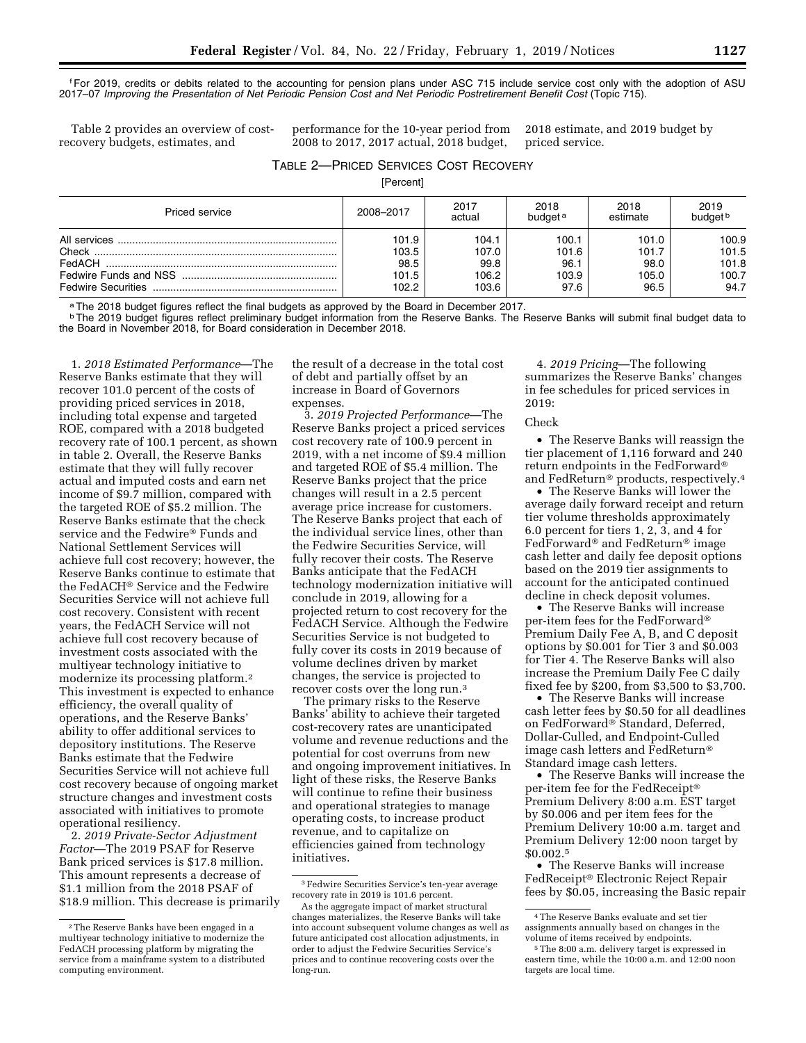[f] For 2019, credits or debits related to the accounting for pension plans under ASC 715 include service cost only with the adoption of ASU 2017–07 *Improving the Presentation of Net Periodic Pension Cost and Net Periodic Postretirement Benefit Cost* (Topic 715).

Table 2 provides an overview of cost-recovery budgets, estimates, and performance for the 10-year period from 2008 to 2017, 2017 actual, 2018 budget, 2018 estimate, and 2019 budget by priced service.

TABLE 2—PRICED SERVICES COST RECOVERY

[Percent]

| Priced service | 2008–2017 | 2017 actual | 2018 budget [a] | 2018 estimate | 2019 budget [b] |
|---|---|---|---|---|---|
| All services | 101.9 | 104.1 | 100.1 | 101.0 | 100.9 |
| Check | 103.5 | 107.0 | 101.6 | 101.7 | 101.5 |
| FedACH | 98.5 | 99.8 | 96.1 | 98.0 | 101.8 |
| Fedwire Funds and NSS | 101.5 | 106.2 | 103.9 | 105.0 | 100.7 |
| Fedwire Securities | 102.2 | 103.6 | 97.6 | 96.5 | 94.7 |

[a] The 2018 budget figures reflect the final budgets as approved by the Board in December 2017.

[b] The 2019 budget figures reflect preliminary budget information from the Reserve Banks. The Reserve Banks will submit final budget data to the Board in November 2018, for Board consideration in December 2018.

1. *2018 Estimated Performance*—The Reserve Banks estimate that they will recover 101.0 percent of the costs of providing priced services in 2018, including total expense and targeted ROE, compared with a 2018 budgeted recovery rate of 100.1 percent, as shown in table 2. Overall, the Reserve Banks estimate that they will fully recover actual and imputed costs and earn net income of $9.7 million, compared with the targeted ROE of $5.2 million. The Reserve Banks estimate that the check service and the Fedwire® Funds and National Settlement Services will achieve full cost recovery; however, the Reserve Banks continue to estimate that the FedACH® Service and the Fedwire Securities Service will not achieve full cost recovery. Consistent with recent years, the FedACH Service will not achieve full cost recovery because of investment costs associated with the multiyear technology initiative to modernize its processing platform.[2] This investment is expected to enhance efficiency, the overall quality of operations, and the Reserve Banks' ability to offer additional services to depository institutions. The Reserve Banks estimate that the Fedwire Securities Service will not achieve full cost recovery because of ongoing market structure changes and investment costs associated with initiatives to promote operational resiliency.

2. *2019 Private-Sector Adjustment Factor*—The 2019 PSAF for Reserve Bank priced services is $17.8 million. This amount represents a decrease of $1.1 million from the 2018 PSAF of $18.9 million. This decrease is primarily the result of a decrease in the total cost of debt and partially offset by an increase in Board of Governors expenses.

3. *2019 Projected Performance*—The Reserve Banks project a priced services cost recovery rate of 100.9 percent in 2019, with a net income of $9.4 million and targeted ROE of $5.4 million. The Reserve Banks project that the price changes will result in a 2.5 percent average price increase for customers. The Reserve Banks project that each of the individual service lines, other than the Fedwire Securities Service, will fully recover their costs. The Reserve Banks anticipate that the FedACH technology modernization initiative will conclude in 2019, allowing for a projected return to cost recovery for the FedACH Service. Although the Fedwire Securities Service is not budgeted to fully cover its costs in 2019 because of volume declines driven by market changes, the service is projected to recover costs over the long run.[3]

The primary risks to the Reserve Banks' ability to achieve their targeted cost-recovery rates are unanticipated volume and revenue reductions and the potential for cost overruns from new and ongoing improvement initiatives. In light of these risks, the Reserve Banks will continue to refine their business and operational strategies to manage operating costs, to increase product revenue, and to capitalize on efficiencies gained from technology initiatives.

4. *2019 Pricing*—The following summarizes the Reserve Banks' changes in fee schedules for priced services in 2019:

Check

- The Reserve Banks will reassign the tier placement of 1,116 forward and 240 return endpoints in the FedForward® and FedReturn® products, respectively.[4]
- The Reserve Banks will lower the average daily forward receipt and return tier volume thresholds approximately 6.0 percent for tiers 1, 2, 3, and 4 for FedForward® and FedReturn® image cash letter and daily fee deposit options based on the 2019 tier assignments to account for the anticipated continued decline in check deposit volumes.
- The Reserve Banks will increase per-item fees for the FedForward® Premium Daily Fee A, B, and C deposit options by $0.001 for Tier 3 and $0.003 for Tier 4. The Reserve Banks will also increase the Premium Daily Fee C daily fixed fee by $200, from $3,500 to $3,700.
- The Reserve Banks will increase cash letter fees by $0.50 for all deadlines on FedForward® Standard, Deferred, Dollar-Culled, and Endpoint-Culled image cash letters and FedReturn® Standard image cash letters.
- The Reserve Banks will increase the per-item fee for the FedReceipt® Premium Delivery 8:00 a.m. EST target by $0.006 and per item fees for the Premium Delivery 10:00 a.m. target and Premium Delivery 12:00 noon target by $0.002.[5]
- The Reserve Banks will increase FedReceipt® Electronic Reject Repair fees by $0.05, increasing the Basic repair

[2] The Reserve Banks have been engaged in a multiyear technology initiative to modernize the FedACH processing platform by migrating the service from a mainframe system to a distributed computing environment.

[3] Fedwire Securities Service's ten-year average recovery rate in 2019 is 101.6 percent.

As the aggregate impact of market structural changes materializes, the Reserve Banks will take into account subsequent volume changes as well as future anticipated cost allocation adjustments, in order to adjust the Fedwire Securities Service's prices and to continue recovering costs over the long-run.

[4] The Reserve Banks evaluate and set tier assignments annually based on changes in the volume of items received by endpoints.

[5] The 8:00 a.m. delivery target is expressed in eastern time, while the 10:00 a.m. and 12:00 noon targets are local time.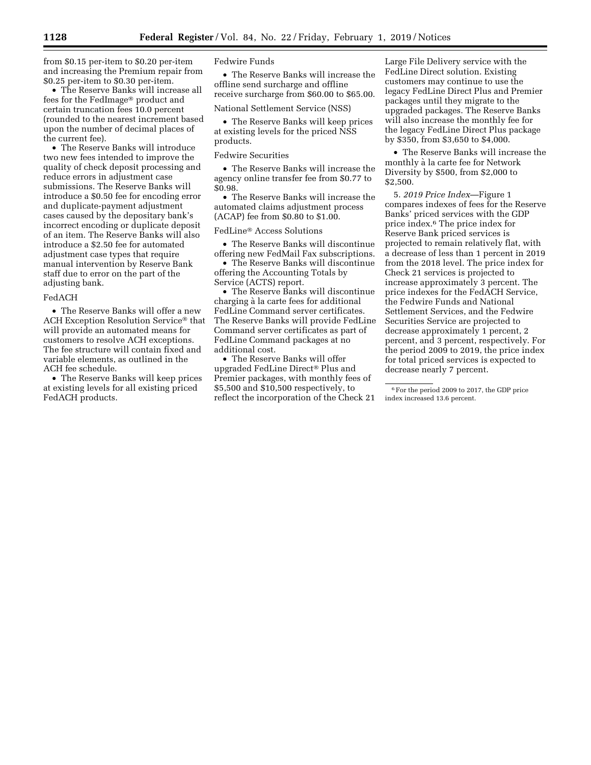from $0.15 per-item to $0.20 per-item and increasing the Premium repair from $0.25 per-item to $0.30 per-item.

- The Reserve Banks will increase all fees for the FedImage® product and certain truncation fees 10.0 percent (rounded to the nearest increment based upon the number of decimal places of the current fee).
- The Reserve Banks will introduce two new fees intended to improve the quality of check deposit processing and reduce errors in adjustment case submissions. The Reserve Banks will introduce a $0.50 fee for encoding error and duplicate-payment adjustment cases caused by the depositary bank's incorrect encoding or duplicate deposit of an item. The Reserve Banks will also introduce a $2.50 fee for automated adjustment case types that require manual intervention by Reserve Bank staff due to error on the part of the adjusting bank.

FedACH

- The Reserve Banks will offer a new ACH Exception Resolution Service® that will provide an automated means for customers to resolve ACH exceptions. The fee structure will contain fixed and variable elements, as outlined in the ACH fee schedule.
- The Reserve Banks will keep prices at existing levels for all existing priced FedACH products.

Fedwire Funds

- The Reserve Banks will increase the offline send surcharge and offline receive surcharge from $60.00 to $65.00.

National Settlement Service (NSS)

- The Reserve Banks will keep prices at existing levels for the priced NSS products.

Fedwire Securities

- The Reserve Banks will increase the agency online transfer fee from $0.77 to $0.98.
- The Reserve Banks will increase the automated claims adjustment process (ACAP) fee from $0.80 to $1.00.

FedLine® Access Solutions

- The Reserve Banks will discontinue offering new FedMail Fax subscriptions.
- The Reserve Banks will discontinue offering the Accounting Totals by Service (ACTS) report.
- The Reserve Banks will discontinue charging à la carte fees for additional FedLine Command server certificates. The Reserve Banks will provide FedLine Command server certificates as part of FedLine Command packages at no additional cost.
- The Reserve Banks will offer upgraded FedLine Direct® Plus and Premier packages, with monthly fees of $5,500 and $10,500 respectively, to reflect the incorporation of the Check 21 Large File Delivery service with the FedLine Direct solution. Existing customers may continue to use the legacy FedLine Direct Plus and Premier packages until they migrate to the upgraded packages. The Reserve Banks will also increase the monthly fee for the legacy FedLine Direct Plus package by $350, from $3,650 to $4,000.
- The Reserve Banks will increase the monthly à la carte fee for Network Diversity by $500, from $2,000 to $2,500.

5. *2019 Price Index*—Figure 1 compares indexes of fees for the Reserve Banks' priced services with the GDP price index.[6] The price index for Reserve Bank priced services is projected to remain relatively flat, with a decrease of less than 1 percent in 2019 from the 2018 level. The price index for Check 21 services is projected to increase approximately 3 percent. The price indexes for the FedACH Service, the Fedwire Funds and National Settlement Services, and the Fedwire Securities Service are projected to decrease approximately 1 percent, 2 percent, and 3 percent, respectively. For the period 2009 to 2019, the price index for total priced services is expected to decrease nearly 7 percent.

[6] For the period 2009 to 2017, the GDP price index increased 13.6 percent.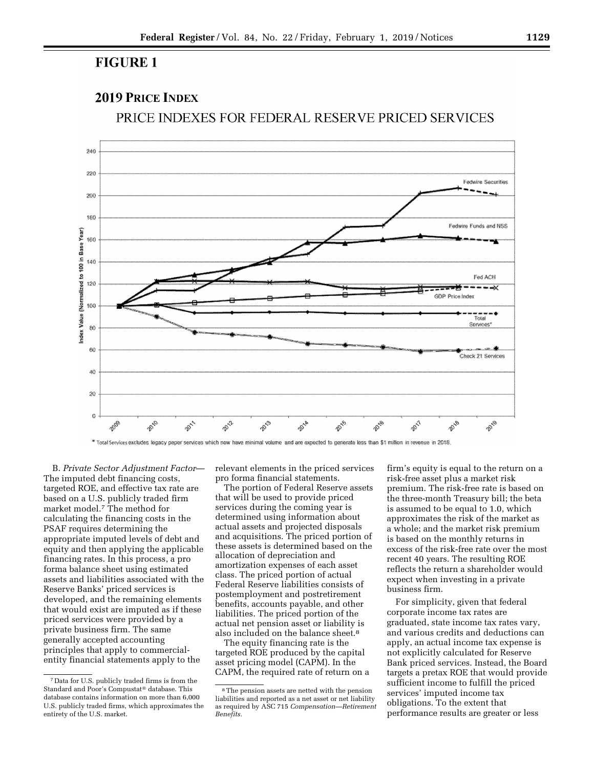# FIGURE 1

## 2019 Price Index

PRICE INDEXES FOR FEDERAL RESERVE PRICED SERVICES

\* Total Services excludes legacy paper services which now have minimal volume and are expected to generate less than $1 million in revenue in 2018.

B. *Private Sector Adjustment Factor*—The imputed debt financing costs, targeted ROE, and effective tax rate are based on a U.S. publicly traded firm market model.[7] The method for calculating the financing costs in the PSAF requires determining the appropriate imputed levels of debt and equity and then applying the applicable financing rates. In this process, a pro forma balance sheet using estimated assets and liabilities associated with the Reserve Banks' priced services is developed, and the remaining elements that would exist are imputed as if these priced services were provided by a private business firm. The same generally accepted accounting principles that apply to commercial-entity financial statements apply to the relevant elements in the priced services pro forma financial statements.

The portion of Federal Reserve assets that will be used to provide priced services during the coming year is determined using information about actual assets and projected disposals and acquisitions. The priced portion of these assets is determined based on the allocation of depreciation and amortization expenses of each asset class. The priced portion of actual Federal Reserve liabilities consists of postemployment and postretirement benefits, accounts payable, and other liabilities. The priced portion of the actual net pension asset or liability is also included on the balance sheet.[8]

The equity financing rate is the targeted ROE produced by the capital asset pricing model (CAPM). In the CAPM, the required rate of return on a firm's equity is equal to the return on a risk-free asset plus a market risk premium. The risk-free rate is based on the three-month Treasury bill; the beta is assumed to be equal to 1.0, which approximates the risk of the market as a whole; and the market risk premium is based on the monthly returns in excess of the risk-free rate over the most recent 40 years. The resulting ROE reflects the return a shareholder would expect when investing in a private business firm.

For simplicity, given that federal corporate income tax rates are graduated, state income tax rates vary, and various credits and deductions can apply, an actual income tax expense is not explicitly calculated for Reserve Bank priced services. Instead, the Board targets a pretax ROE that would provide sufficient income to fulfill the priced services' imputed income tax obligations. To the extent that performance results are greater or less

---

[7] Data for U.S. publicly traded firms is from the Standard and Poor's Compustat® database. This database contains information on more than 6,000 U.S. publicly traded firms, which approximates the entirety of the U.S. market.

[8] The pension assets are netted with the pension liabilities and reported as a net asset or net liability as required by ASC 715 *Compensation—Retirement Benefits*.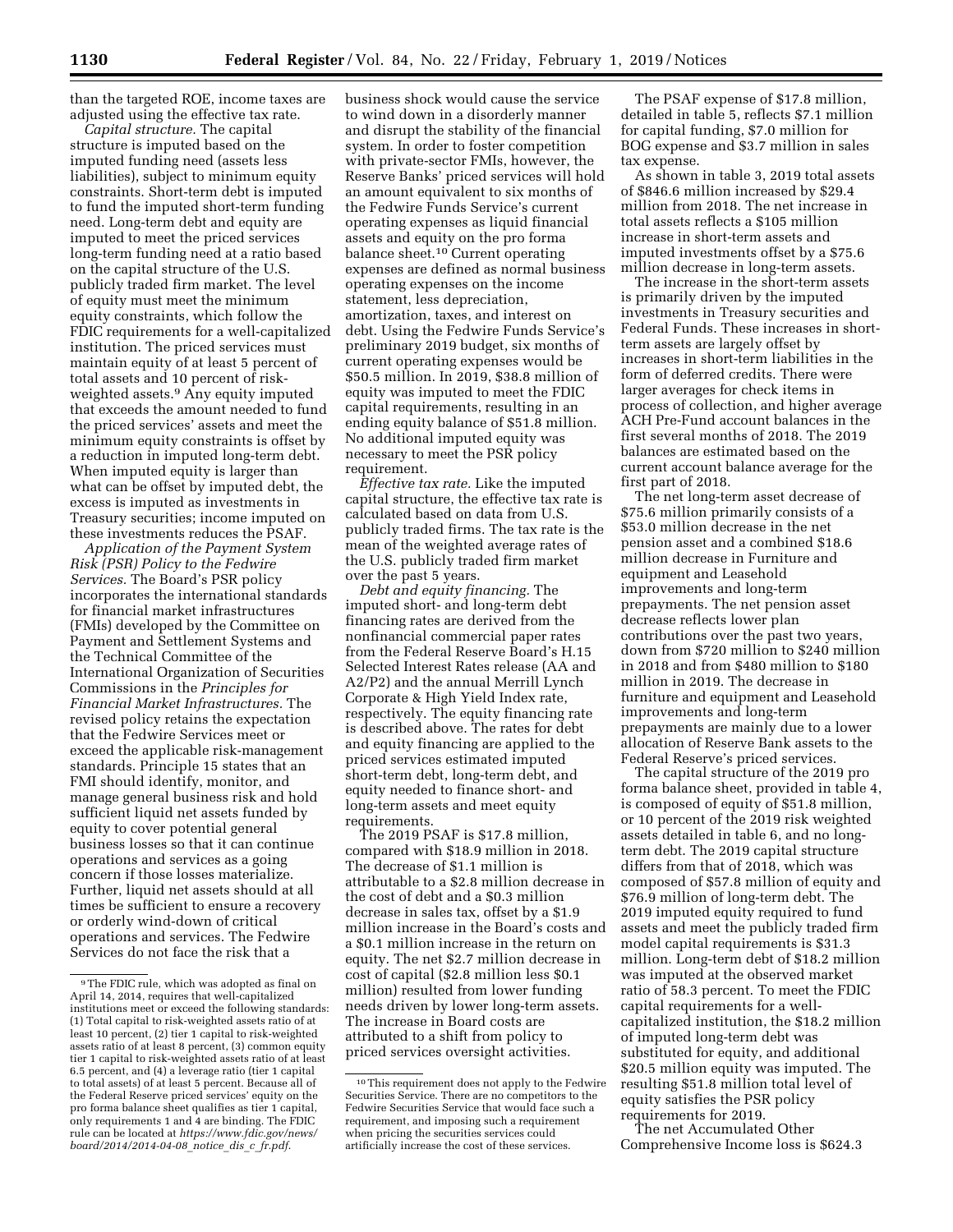than the targeted ROE, income taxes are adjusted using the effective tax rate.

*Capital structure.* The capital structure is imputed based on the imputed funding need (assets less liabilities), subject to minimum equity constraints. Short-term debt is imputed to fund the imputed short-term funding need. Long-term debt and equity are imputed to meet the priced services long-term funding need at a ratio based on the capital structure of the U.S. publicly traded firm market. The level of equity must meet the minimum equity constraints, which follow the FDIC requirements for a well-capitalized institution. The priced services must maintain equity of at least 5 percent of total assets and 10 percent of risk-weighted assets.[9] Any equity imputed that exceeds the amount needed to fund the priced services' assets and meet the minimum equity constraints is offset by a reduction in imputed long-term debt. When imputed equity is larger than what can be offset by imputed debt, the excess is imputed as investments in Treasury securities; income imputed on these investments reduces the PSAF.

*Application of the Payment System Risk (PSR) Policy to the Fedwire Services.* The Board's PSR policy incorporates the international standards for financial market infrastructures (FMIs) developed by the Committee on Payment and Settlement Systems and the Technical Committee of the International Organization of Securities Commissions in the *Principles for Financial Market Infrastructures.* The revised policy retains the expectation that the Fedwire Services meet or exceed the applicable risk-management standards. Principle 15 states that an FMI should identify, monitor, and manage general business risk and hold sufficient liquid net assets funded by equity to cover potential general business losses so that it can continue operations and services as a going concern if those losses materialize. Further, liquid net assets should at all times be sufficient to ensure a recovery or orderly wind-down of critical operations and services. The Fedwire Services do not face the risk that a business shock would cause the service to wind down in a disorderly manner and disrupt the stability of the financial system. In order to foster competition with private-sector FMIs, however, the Reserve Banks' priced services will hold an amount equivalent to six months of the Fedwire Funds Service's current operating expenses as liquid financial assets and equity on the pro forma balance sheet.[10] Current operating expenses are defined as normal business operating expenses on the income statement, less depreciation, amortization, taxes, and interest on debt. Using the Fedwire Funds Service's preliminary 2019 budget, six months of current operating expenses would be $50.5 million. In 2019, $38.8 million of equity was imputed to meet the FDIC capital requirements, resulting in an ending equity balance of $51.8 million. No additional imputed equity was necessary to meet the PSR policy requirement.

*Effective tax rate.* Like the imputed capital structure, the effective tax rate is calculated based on data from U.S. publicly traded firms. The tax rate is the mean of the weighted average rates of the U.S. publicly traded firm market over the past 5 years.

*Debt and equity financing.* The imputed short- and long-term debt financing rates are derived from the nonfinancial commercial paper rates from the Federal Reserve Board's H.15 Selected Interest Rates release (AA and A2/P2) and the annual Merrill Lynch Corporate & High Yield Index rate, respectively. The equity financing rate is described above. The rates for debt and equity financing are applied to the priced services estimated imputed short-term debt, long-term debt, and equity needed to finance short- and long-term assets and meet equity requirements.

The 2019 PSAF is $17.8 million, compared with $18.9 million in 2018. The decrease of $1.1 million is attributable to a $2.8 million decrease in the cost of debt and a $0.3 million decrease in sales tax, offset by a $1.9 million increase in the Board's costs and a $0.1 million increase in the return on equity. The net $2.7 million decrease in cost of capital ($2.8 million less $0.1 million) resulted from lower funding needs driven by lower long-term assets. The increase in Board costs are attributed to a shift from policy to priced services oversight activities.

The PSAF expense of $17.8 million, detailed in table 5, reflects $7.1 million for capital funding, $7.0 million for BOG expense and $3.7 million in sales tax expense.

As shown in table 3, 2019 total assets of $846.6 million increased by $29.4 million from 2018. The net increase in total assets reflects a $105 million increase in short-term assets and imputed investments offset by a $75.6 million decrease in long-term assets.

The increase in the short-term assets is primarily driven by the imputed investments in Treasury securities and Federal Funds. These increases in short-term assets are largely offset by increases in short-term liabilities in the form of deferred credits. There were larger averages for check items in process of collection, and higher average ACH Pre-Fund account balances in the first several months of 2018. The 2019 balances are estimated based on the current account balance average for the first part of 2018.

The net long-term asset decrease of $75.6 million primarily consists of a $53.0 million decrease in the net pension asset and a combined $18.6 million decrease in Furniture and equipment and Leasehold improvements and long-term prepayments. The net pension asset decrease reflects lower plan contributions over the past two years, down from $720 million to $240 million in 2018 and from $480 million to $180 million in 2019. The decrease in furniture and equipment and Leasehold improvements and long-term prepayments are mainly due to a lower allocation of Reserve Bank assets to the Federal Reserve's priced services.

The capital structure of the 2019 pro forma balance sheet, provided in table 4, is composed of equity of $51.8 million, or 10 percent of the 2019 risk weighted assets detailed in table 6, and no long-term debt. The 2019 capital structure differs from that of 2018, which was composed of $57.8 million of equity and $76.9 million of long-term debt. The 2019 imputed equity required to fund assets and meet the publicly traded firm model capital requirements is $31.3 million. Long-term debt of $18.2 million was imputed at the observed market ratio of 58.3 percent. To meet the FDIC capital requirements for a well-capitalized institution, the $18.2 million of imputed long-term debt was substituted for equity, and additional $20.5 million equity was imputed. The resulting $51.8 million total level of equity satisfies the PSR policy requirements for 2019.

The net Accumulated Other Comprehensive Income loss is $624.3

---

[9] The FDIC rule, which was adopted as final on April 14, 2014, requires that well-capitalized institutions meet or exceed the following standards: (1) Total capital to risk-weighted assets ratio of at least 10 percent, (2) tier 1 capital to risk-weighted assets ratio of at least 8 percent, (3) common equity tier 1 capital to risk-weighted assets ratio of at least 6.5 percent, and (4) a leverage ratio (tier 1 capital to total assets) of at least 5 percent. Because all of the Federal Reserve priced services' equity on the pro forma balance sheet qualifies as tier 1 capital, only requirements 1 and 4 are binding. The FDIC rule can be located at *https://www.fdic.gov/news/board/2014/2014-04-08_notice_dis_c_fr.pdf.*

[10] This requirement does not apply to the Fedwire Securities Service. There are no competitors to the Fedwire Securities Service that would face such a requirement, and imposing such a requirement when pricing the securities services could artificially increase the cost of these services.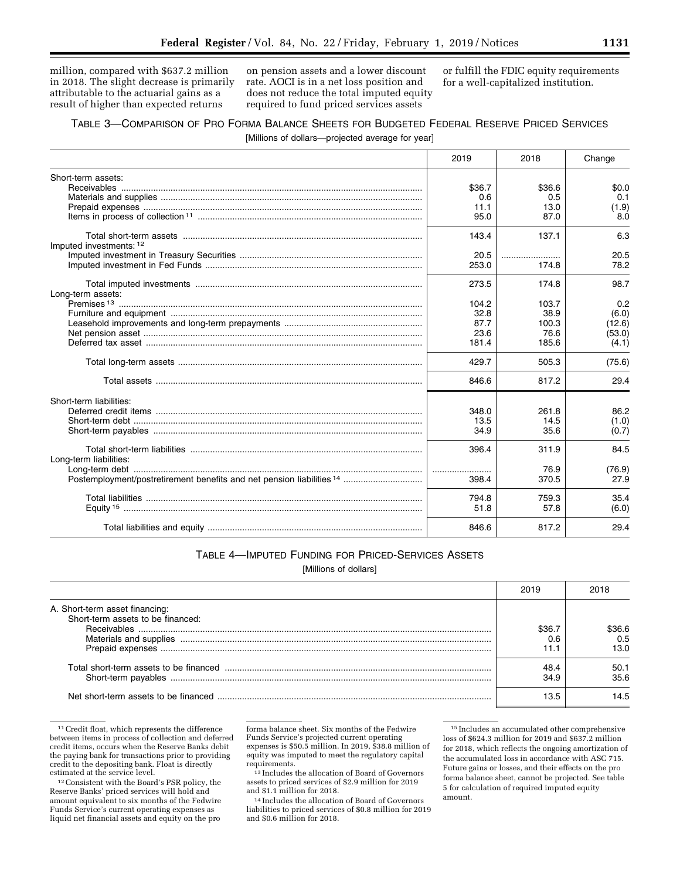million, compared with $637.2 million in 2018. The slight decrease is primarily attributable to the actuarial gains as a result of higher than expected returns on pension assets and a lower discount rate. AOCI is in a net loss position and does not reduce the total imputed equity required to fund priced services assets or fulfill the FDIC equity requirements for a well-capitalized institution.

TABLE 3—COMPARISON OF PRO FORMA BALANCE SHEETS FOR BUDGETED FEDERAL RESERVE PRICED SERVICES

[Millions of dollars—projected average for year]

| | 2019 | 2018 | Change |
|---|---|---|---|
| Short-term assets: | | | |
| Receivables | $36.7 | $36.6 | $0.0 |
| Materials and supplies | 0.6 | 0.5 | 0.1 |
| Prepaid expenses | 11.1 | 13.0 | (1.9) |
| Items in process of collection [11] | 95.0 | 87.0 | 8.0 |
| Total short-term assets | 143.4 | 137.1 | 6.3 |
| Imputed investments: [12] | | | |
| Imputed investment in Treasury Securities | 20.5 | | 20.5 |
| Imputed investment in Fed Funds | 253.0 | 174.8 | 78.2 |
| Total imputed investments | 273.5 | 174.8 | 98.7 |
| Long-term assets: | | | |
| Premises [13] | 104.2 | 103.7 | 0.2 |
| Furniture and equipment | 32.8 | 38.9 | (6.0) |
| Leasehold improvements and long-term prepayments | 87.7 | 100.3 | (12.6) |
| Net pension asset | 23.6 | 76.6 | (53.0) |
| Deferred tax asset | 181.4 | 185.6 | (4.1) |
| Total long-term assets | 429.7 | 505.3 | (75.6) |
| Total assets | 846.6 | 817.2 | 29.4 |
| Short-term liabilities: | | | |
| Deferred credit items | 348.0 | 261.8 | 86.2 |
| Short-term debt | 13.5 | 14.5 | (1.0) |
| Short-term payables | 34.9 | 35.6 | (0.7) |
| Total short-term liabilities | 396.4 | 311.9 | 84.5 |
| Long-term liabilities: | | | |
| Long-term debt | | 76.9 | (76.9) |
| Postemployment/postretirement benefits and net pension liabilities [14] | 398.4 | 370.5 | 27.9 |
| Total liabilities | 794.8 | 759.3 | 35.4 |
| Equity [15] | 51.8 | 57.8 | (6.0) |
| Total liabilities and equity | 846.6 | 817.2 | 29.4 |

TABLE 4—IMPUTED FUNDING FOR PRICED-SERVICES ASSETS

[Millions of dollars]

| | 2019 | 2018 |
|---|---|---|
| A. Short-term asset financing: | | |
| Short-term assets to be financed: | | |
| Receivables | $36.7 | $36.6 |
| Materials and supplies | 0.6 | 0.5 |
| Prepaid expenses | 11.1 | 13.0 |
| Total short-term assets to be financed | 48.4 | 50.1 |
| Short-term payables | 34.9 | 35.6 |
| Net short-term assets to be financed | 13.5 | 14.5 |

[11] Credit float, which represents the difference between items in process of collection and deferred credit items, occurs when the Reserve Banks debit the paying bank for transactions prior to providing credit to the depositing bank. Float is directly estimated at the service level.

[12] Consistent with the Board's PSR policy, the Reserve Banks' priced services will hold and amount equivalent to six months of the Fedwire Funds Service's current operating expenses as liquid net financial assets and equity on the pro forma balance sheet. Six months of the Fedwire Funds Service's projected current operating expenses is $50.5 million. In 2019, $38.8 million of equity was imputed to meet the regulatory capital requirements.

[13] Includes the allocation of Board of Governors assets to priced services of $2.9 million for 2019 and $1.1 million for 2018.

[14] Includes the allocation of Board of Governors liabilities to priced services of $0.8 million for 2019 and $0.6 million for 2018.

[15] Includes an accumulated other comprehensive loss of $624.3 million for 2019 and $637.2 million for 2018, which reflects the ongoing amortization of the accumulated loss in accordance with ASC 715. Future gains or losses, and their effects on the pro forma balance sheet, cannot be projected. See table 5 for calculation of required imputed equity amount.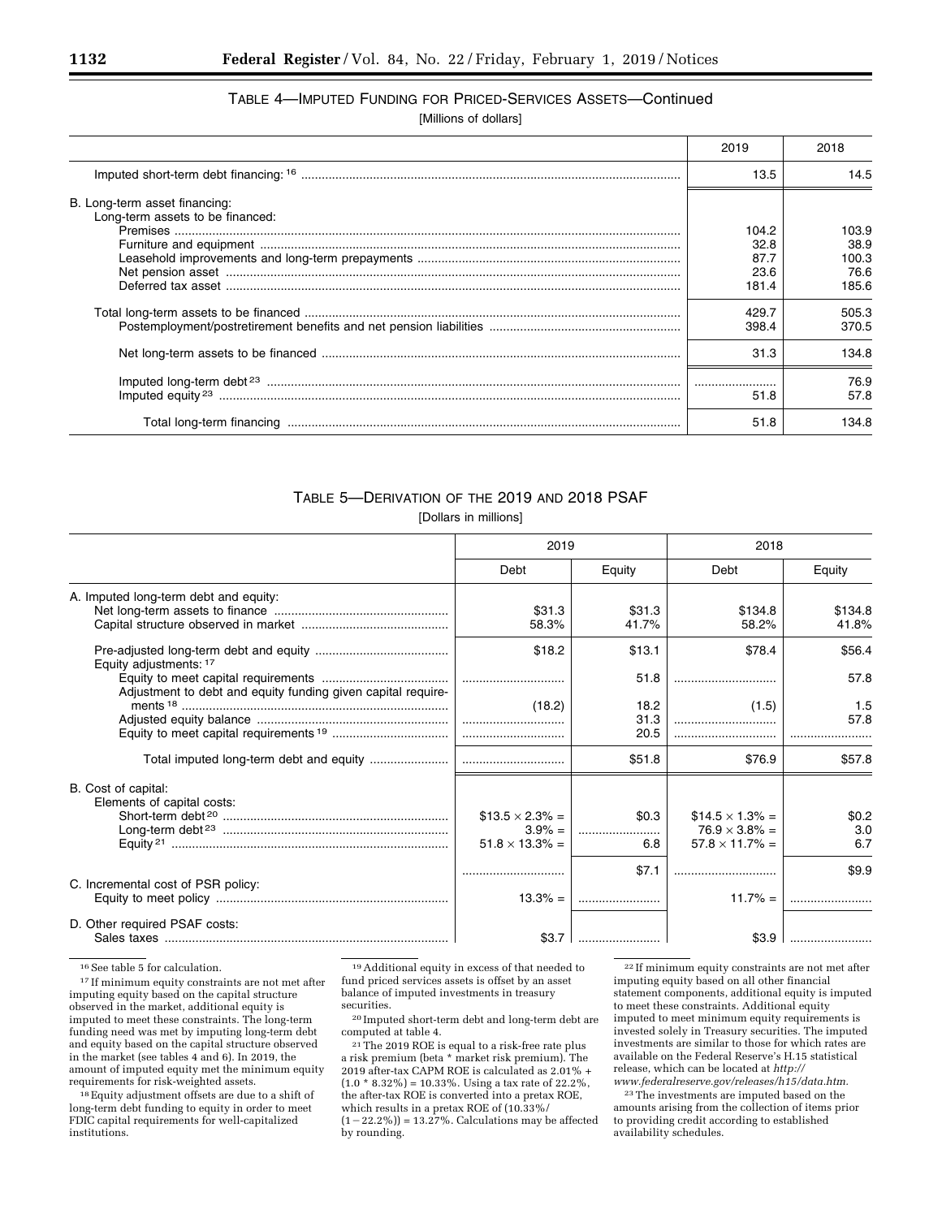TABLE 4—IMPUTED FUNDING FOR PRICED-SERVICES ASSETS—Continued

[Millions of dollars]

| | 2019 | 2018 |
|---|---|---|
| Imputed short-term debt financing: [16] | 13.5 | 14.5 |
| B. Long-term asset financing: | | |
| Long-term assets to be financed: | | |
| Premises | 104.2 | 103.9 |
| Furniture and equipment | 32.8 | 38.9 |
| Leasehold improvements and long-term prepayments | 87.7 | 100.3 |
| Net pension asset | 23.6 | 76.6 |
| Deferred tax asset | 181.4 | 185.6 |
| Total long-term assets to be financed | 429.7 | 505.3 |
| Postemployment/postretirement benefits and net pension liabilities | 398.4 | 370.5 |
| Net long-term assets to be financed | 31.3 | 134.8 |
| Imputed long-term debt [23] | | 76.9 |
| Imputed equity [23] | 51.8 | 57.8 |
| Total long-term financing | 51.8 | 134.8 |

TABLE 5—DERIVATION OF THE 2019 AND 2018 PSAF

[Dollars in millions]

| | 2019 | | 2018 | |
|---|---|---|---|---|
| | Debt | Equity | Debt | Equity |
| A. Imputed long-term debt and equity: | | | | |
| Net long-term assets to finance | $31.3 | $31.3 | $134.8 | $134.8 |
| Capital structure observed in market | 58.3% | 41.7% | 58.2% | 41.8% |
| Pre-adjusted long-term debt and equity | $18.2 | $13.1 | $78.4 | $56.4 |
| Equity adjustments: [17] | | | | |
| Equity to meet capital requirements | | 51.8 | | 57.8 |
| Adjustment to debt and equity funding given capital requirements [18] | (18.2) | 18.2 | (1.5) | 1.5 |
| Adjusted equity balance | | 31.3 | | 57.8 |
| Equity to meet capital requirements [19] | | 20.5 | | |
| Total imputed long-term debt and equity | | $51.8 | $76.9 | $57.8 |
| B. Cost of capital: | | | | |
| Elements of capital costs: | | | | |
| Short-term debt [20] | $13.5 × 2.3% = | $0.3 | $14.5 × 1.3% = | $0.2 |
| Long-term debt [23] | 3.9% = | | 76.9 × 3.8% = | 3.0 |
| Equity [21] | 51.8 × 13.3% = | 6.8 | 57.8 × 11.7% = | 6.7 |
| | | $7.1 | | $9.9 |
| C. Incremental cost of PSR policy: | | | | |
| Equity to meet policy | 13.3% = | | 11.7% = | |
| D. Other required PSAF costs: | | | | |
| Sales taxes | $3.7 | | $3.9 | |

[16] See table 5 for calculation.

[17] If minimum equity constraints are not met after imputing equity based on the capital structure observed in the market, additional equity is imputed to meet these constraints. The long-term funding need was met by imputing long-term debt and equity based on the capital structure observed in the market (see tables 4 and 6). In 2019, the amount of imputed equity met the minimum equity requirements for risk-weighted assets.

[18] Equity adjustment offsets are due to a shift of long-term debt funding to equity in order to meet FDIC capital requirements for well-capitalized institutions.

[19] Additional equity in excess of that needed to fund priced services assets is offset by an asset balance of imputed investments in treasury securities.

[20] Imputed short-term debt and long-term debt are computed at table 4.

[21] The 2019 ROE is equal to a risk-free rate plus a risk premium (beta * market risk premium). The 2019 after-tax CAPM ROE is calculated as 2.01% + (1.0 * 8.32%) = 10.33%. Using a tax rate of 22.2%, the after-tax ROE is converted into a pretax ROE, which results in a pretax ROE of (10.33%/(1−22.2%)) = 13.27%. Calculations may be affected by rounding.

[22] If minimum equity constraints are not met after imputing equity based on all other financial statement components, additional equity is imputed to meet these constraints. Additional equity imputed to meet minimum equity requirements is invested solely in Treasury securities. The imputed investments are similar to those for which rates are available on the Federal Reserve's H.15 statistical release, which can be located at *http://www.federalreserve.gov/releases/h15/data.htm.*

[23] The investments are imputed based on the amounts arising from the collection of items prior to providing credit according to established availability schedules.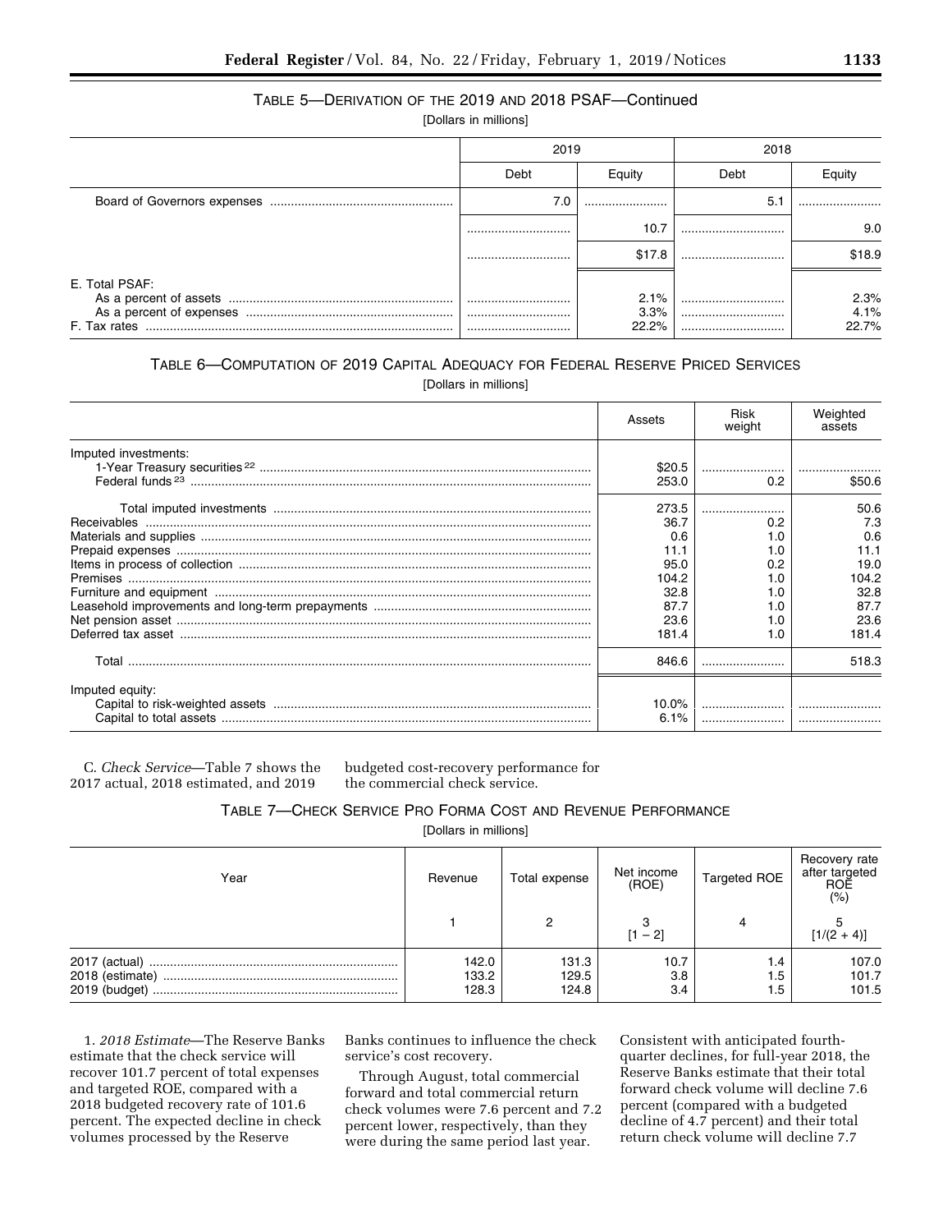### TABLE 5—DERIVATION OF THE 2019 AND 2018 PSAF—Continued

[Dollars in millions]

| | 2019 | | 2018 | |
|---|---|---|---|---|
| | Debt | Equity | Debt | Equity |
| Board of Governors expenses | 7.0 | | 5.1 | |
| | | 10.7 | | 9.0 |
| | | $17.8 | | $18.9 |
| E. Total PSAF: | | | | |
| As a percent of assets | | 2.1% | | 2.3% |
| As a percent of expenses | | 3.3% | | 4.1% |
| F. Tax rates | | 22.2% | | 22.7% |

### TABLE 6—COMPUTATION OF 2019 CAPITAL ADEQUACY FOR FEDERAL RESERVE PRICED SERVICES

[Dollars in millions]

| | Assets | Risk weight | Weighted assets |
|---|---|---|---|
| Imputed investments: | | | |
| 1-Year Treasury securities [22] | $20.5 | | |
| Federal funds [23] | 253.0 | 0.2 | $50.6 |
| Total imputed investments | 273.5 | | 50.6 |
| Receivables | 36.7 | 0.2 | 7.3 |
| Materials and supplies | 0.6 | 1.0 | 0.6 |
| Prepaid expenses | 11.1 | 1.0 | 11.1 |
| Items in process of collection | 95.0 | 0.2 | 19.0 |
| Premises | 104.2 | 1.0 | 104.2 |
| Furniture and equipment | 32.8 | 1.0 | 32.8 |
| Leasehold improvements and long-term prepayments | 87.7 | 1.0 | 87.7 |
| Net pension asset | 23.6 | 1.0 | 23.6 |
| Deferred tax asset | 181.4 | 1.0 | 181.4 |
| Total | 846.6 | | 518.3 |
| Imputed equity: | | | |
| Capital to risk-weighted assets | 10.0% | | |
| Capital to total assets | 6.1% | | |

C. *Check Service*—Table 7 shows the 2017 actual, 2018 estimated, and 2019 budgeted cost-recovery performance for the commercial check service.

### TABLE 7—CHECK SERVICE PRO FORMA COST AND REVENUE PERFORMANCE

[Dollars in millions]

| Year | Revenue | Total expense | Net income (ROE) | Targeted ROE | Recovery rate after targeted ROE (%) |
|---|---|---|---|---|---|
| | 1 | 2 | 3 [1 − 2] | 4 | 5 [1/(2 + 4)] |
| 2017 (actual) | 142.0 | 131.3 | 10.7 | 1.4 | 107.0 |
| 2018 (estimate) | 133.2 | 129.5 | 3.8 | 1.5 | 101.7 |
| 2019 (budget) | 128.3 | 124.8 | 3.4 | 1.5 | 101.5 |

1. *2018 Estimate*—The Reserve Banks estimate that the check service will recover 101.7 percent of total expenses and targeted ROE, compared with a 2018 budgeted recovery rate of 101.6 percent. The expected decline in check volumes processed by the Reserve Banks continues to influence the check service's cost recovery.

Through August, total commercial forward and total commercial return check volumes were 7.6 percent and 7.2 percent lower, respectively, than they were during the same period last year. Consistent with anticipated fourth-quarter declines, for full-year 2018, the Reserve Banks estimate that their total forward check volume will decline 7.6 percent (compared with a budgeted decline of 4.7 percent) and their total return check volume will decline 7.7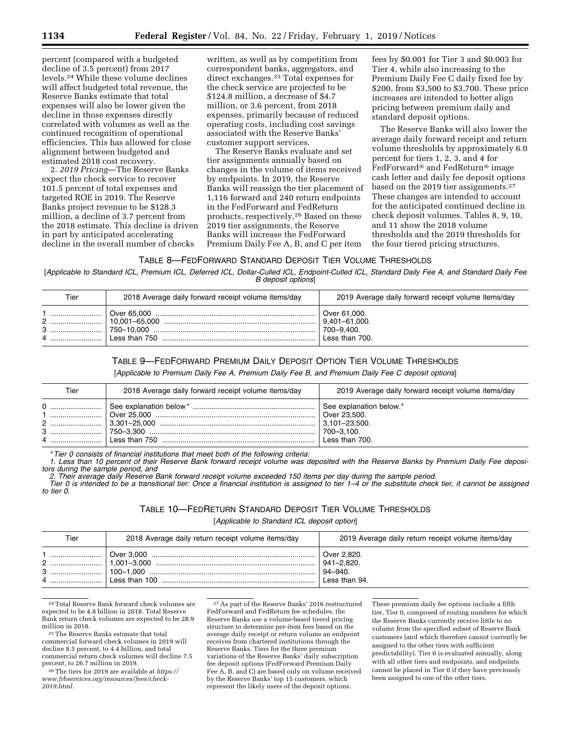percent (compared with a budgeted decline of 3.5 percent) from 2017 levels.[24] While these volume declines will affect budgeted total revenue, the Reserve Banks estimate that total expenses will also be lower given the decline in those expenses directly correlated with volumes as well as the continued recognition of operational efficiencies. This has allowed for close alignment between budgeted and estimated 2018 cost recovery.

2. *2019 Pricing*—The Reserve Banks expect the check service to recover 101.5 percent of total expenses and targeted ROE in 2019. The Reserve Banks project revenue to be $128.3 million, a decline of 3.7 percent from the 2018 estimate. This decline is driven in part by anticipated accelerating decline in the overall number of checks written, as well as by competition from correspondent banks, aggregators, and direct exchanges.[25] Total expenses for the check service are projected to be $124.8 million, a decrease of $4.7 million, or 3.6 percent, from 2018 expenses, primarily because of reduced operating costs, including cost savings associated with the Reserve Banks' customer support services.

The Reserve Banks evaluate and set tier assignments annually based on changes in the volume of items received by endpoints. In 2019, the Reserve Banks will reassign the tier placement of 1,116 forward and 240 return endpoints in the FedForward and FedReturn products, respectively.[26] Based on these 2019 tier assignments, the Reserve Banks will increase the FedForward Premium Daily Fee A, B, and C per item fees by $0.001 for Tier 3 and $0.003 for Tier 4, while also increasing to the Premium Daily Fee C daily fixed fee by $200, from $3,500 to $3,700. These price increases are intended to better align pricing between premium daily and standard deposit options.

The Reserve Banks will also lower the average daily forward receipt and return volume thresholds by approximately 6.0 percent for tiers 1, 2, 3, and 4 for FedForward® and FedReturn® image cash letter and daily fee deposit options based on the 2019 tier assignments.[27] These changes are intended to account for the anticipated continued decline in check deposit volumes. Tables 8, 9, 10, and 11 show the 2018 volume thresholds and the 2019 thresholds for the four tiered pricing structures.

TABLE 8—FEDFORWARD STANDARD DEPOSIT TIER VOLUME THRESHOLDS

[*Applicable to Standard ICL, Premium ICL, Deferred ICL, Dollar-Culled ICL, Endpoint-Culled ICL, Standard Daily Fee A, and Standard Daily Fee B deposit options*]

| Tier | 2018 Average daily forward receipt volume items/day | 2019 Average daily forward receipt volume items/day |
|---|---|---|
| 1 | Over 65,000 | Over 61,000. |
| 2 | 10,001–65,000 | 9,401–61,000. |
| 3 | 750–10,000 | 700–9,400. |
| 4 | Less than 750 | Less than 700. |

TABLE 9—FEDFORWARD PREMIUM DAILY DEPOSIT OPTION TIER VOLUME THRESHOLDS

[*Applicable to Premium Daily Fee A, Premium Daily Fee B, and Premium Daily Fee C deposit options*]

| Tier | 2018 Average daily forward receipt volume items/day | 2019 Average daily forward receipt volume items/day |
|---|---|---|
| 0 | See explanation below * | See explanation below.* |
| 1 | Over 25,000 | Over 23,500. |
| 2 | 3,301–25,000 | 3,101–23,500. |
| 3 | 750–3,300 | 700–3,100. |
| 4 | Less than 750 | Less than 700. |

**Tier 0 consists of financial institutions that meet both of the following criteria:*

*1. Less than 10 percent of their Reserve Bank forward receipt volume was deposited with the Reserve Banks by Premium Daily Fee depositors during the sample period, and*

*2. Their average daily Reserve Bank forward receipt volume exceeded 150 items per day during the sample period.*

*Tier 0 is intended to be a transitional tier: Once a financial institution is assigned to tier 1–4 or the substitute check tier, it cannot be assigned to tier 0.*

TABLE 10—FEDRETURN STANDARD DEPOSIT TIER VOLUME THRESHOLDS

[*Applicable to Standard ICL deposit option*]

| Tier | 2018 Average daily return receipt volume items/day | 2019 Average daily return receipt volume items/day |
|---|---|---|
| 1 | Over 3,000 | Over 2,820. |
| 2 | 1,001–3,000 | 941–2,820. |
| 3 | 100–1,000 | 94–940. |
| 4 | Less than 100 | Less than 94. |

[24] Total Reserve Bank forward check volumes are expected to be 4.8 billion in 2018. Total Reserve Bank return check volumes are expected to be 28.9 million in 2018.

[25] The Reserve Banks estimate that total commercial forward check volumes in 2019 will decline 8.5 percent, to 4.4 billion, and total commercial return check volumes will decline 7.5 percent, to 26.7 million in 2019.

[26] The tiers for 2019 are available at *https://www.frbservices.org/resources/fees/check-2019.html.*

[27] As part of the Reserve Banks' 2016 restructured FedForward and FedReturn fee schedules, the Reserve Banks use a volume-based tiered pricing structure to determine per-item fees based on the average daily receipt or return volume an endpoint receives from chartered institutions through the Reserve Banks. Tiers for the three premium variations of the Reserve Banks' daily subscription fee deposit options (FedForward Premium Daily Fee A, B, and C) are based only on volume received by the Reserve Banks' top 15 customers, which represent the likely users of the deposit options. These premium daily fee options include a fifth tier, Tier 0, composed of routing numbers for which the Reserve Banks currently receive little to no volume from the specified subset of Reserve Bank customers (and which therefore cannot currently be assigned to the other tiers with sufficient predictability). Tier 0 is evaluated annually, along with all other tiers and endpoints, and endpoints cannot be placed in Tier 0 if they have previously been assigned to one of the other tiers.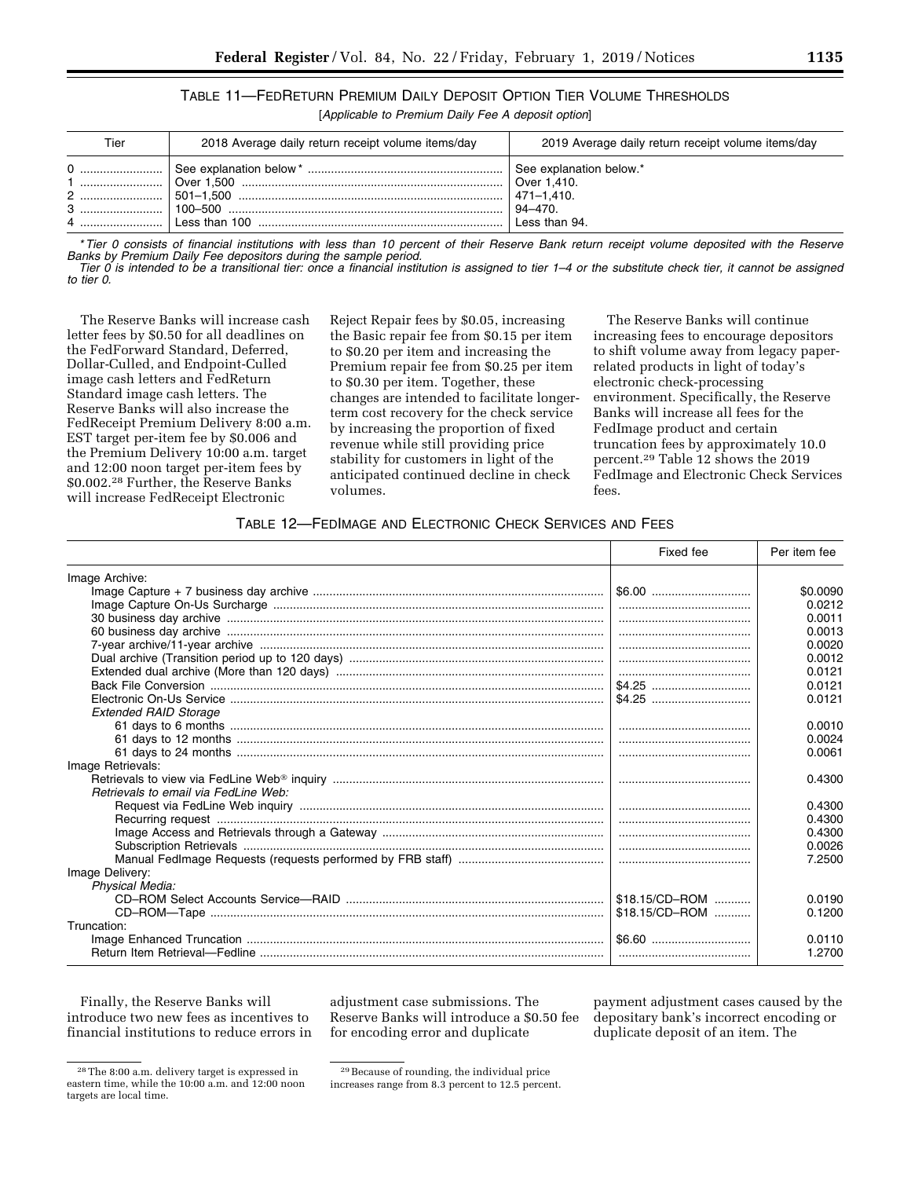### TABLE 11—FEDRETURN PREMIUM DAILY DEPOSIT OPTION TIER VOLUME THRESHOLDS

[*Applicable to Premium Daily Fee A deposit option*]

| Tier | 2018 Average daily return receipt volume items/day | 2019 Average daily return receipt volume items/day |
|---|---|---|
| 0 | See explanation below * | See explanation below.* |
| 1 | Over 1,500 | Over 1,410. |
| 2 | 501–1,500 | 471–1,410. |
| 3 | 100–500 | 94–470. |
| 4 | Less than 100 | Less than 94. |

*\*Tier 0 consists of financial institutions with less than 10 percent of their Reserve Bank return receipt volume deposited with the Reserve Banks by Premium Daily Fee depositors during the sample period.*

*Tier 0 is intended to be a transitional tier: once a financial institution is assigned to tier 1–4 or the substitute check tier, it cannot be assigned to tier 0.*

The Reserve Banks will increase cash letter fees by $0.50 for all deadlines on the FedForward Standard, Deferred, Dollar-Culled, and Endpoint-Culled image cash letters and FedReturn Standard image cash letters. The Reserve Banks will also increase the FedReceipt Premium Delivery 8:00 a.m. EST target per-item fee by $0.006 and the Premium Delivery 10:00 a.m. target and 12:00 noon target per-item fees by $0.002.[28] Further, the Reserve Banks will increase FedReceipt Electronic Reject Repair fees by $0.05, increasing the Basic repair fee from $0.15 per item to $0.20 per item and increasing the Premium repair fee from $0.25 per item to $0.30 per item. Together, these changes are intended to facilitate longer-term cost recovery for the check service by increasing the proportion of fixed revenue while still providing price stability for customers in light of the anticipated continued decline in check volumes.

The Reserve Banks will continue increasing fees to encourage depositors to shift volume away from legacy paper-related products in light of today's electronic check-processing environment. Specifically, the Reserve Banks will increase all fees for the FedImage product and certain truncation fees by approximately 10.0 percent.[29] Table 12 shows the 2019 FedImage and Electronic Check Services fees.

### TABLE 12—FEDIMAGE AND ELECTRONIC CHECK SERVICES AND FEES

| | Fixed fee | Per item fee |
|---|---|---|
| Image Archive: | | |
| Image Capture + 7 business day archive | $6.00 | $0.0090 |
| Image Capture On-Us Surcharge | | 0.0212 |
| 30 business day archive | | 0.0011 |
| 60 business day archive | | 0.0013 |
| 7-year archive/11-year archive | | 0.0020 |
| Dual archive (Transition period up to 120 days) | | 0.0012 |
| Extended dual archive (More than 120 days) | | 0.0121 |
| Back File Conversion | $4.25 | 0.0121 |
| Electronic On-Us Service | $4.25 | 0.0121 |
| *Extended RAID Storage* | | |
| 61 days to 6 months | | 0.0010 |
| 61 days to 12 months | | 0.0024 |
| 61 days to 24 months | | 0.0061 |
| Image Retrievals: | | |
| Retrievals to view via FedLine Web® inquiry | | 0.4300 |
| *Retrievals to email via FedLine Web:* | | |
| Request via FedLine Web inquiry | | 0.4300 |
| Recurring request | | 0.4300 |
| Image Access and Retrievals through a Gateway | | 0.4300 |
| Subscription Retrievals | | 0.0026 |
| Manual FedImage Requests (requests performed by FRB staff) | | 7.2500 |
| Image Delivery: | | |
| *Physical Media:* | | |
| CD–ROM Select Accounts Service—RAID | $18.15/CD–ROM | 0.0190 |
| CD–ROM—Tape | $18.15/CD–ROM | 0.1200 |
| Truncation: | | |
| Image Enhanced Truncation | $6.60 | 0.0110 |
| Return Item Retrieval—Fedline | | 1.2700 |

Finally, the Reserve Banks will introduce two new fees as incentives to financial institutions to reduce errors in adjustment case submissions. The Reserve Banks will introduce a $0.50 fee for encoding error and duplicate payment adjustment cases caused by the depositary bank's incorrect encoding or duplicate deposit of an item. The

[28] The 8:00 a.m. delivery target is expressed in eastern time, while the 10:00 a.m. and 12:00 noon targets are local time.

[29] Because of rounding, the individual price increases range from 8.3 percent to 12.5 percent.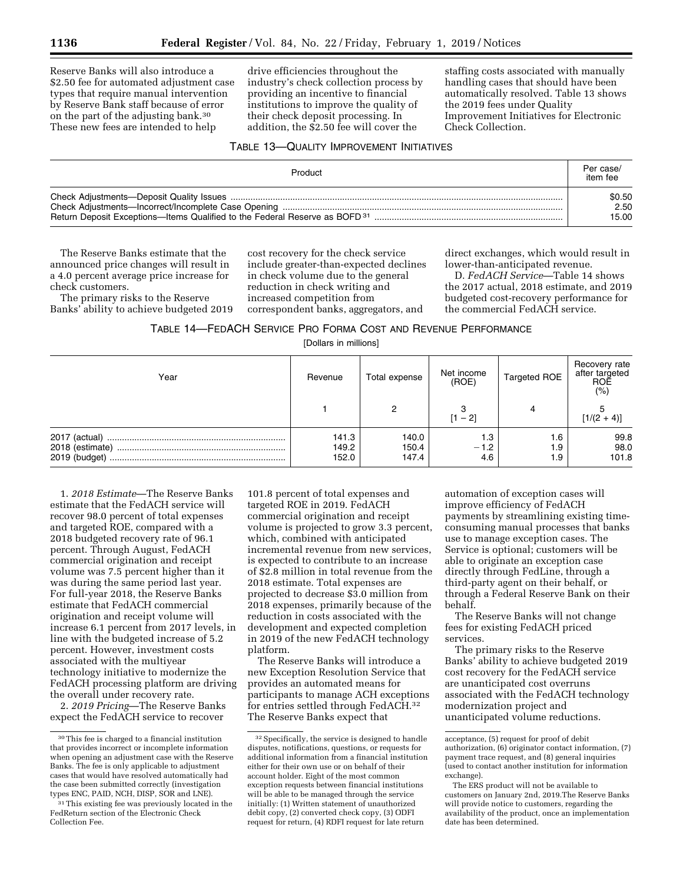Reserve Banks will also introduce a $2.50 fee for automated adjustment case types that require manual intervention by Reserve Bank staff because of error on the part of the adjusting bank.[30] These new fees are intended to help drive efficiencies throughout the industry's check collection process by providing an incentive to financial institutions to improve the quality of their check deposit processing. In addition, the $2.50 fee will cover the staffing costs associated with manually handling cases that should have been automatically resolved. Table 13 shows the 2019 fees under Quality Improvement Initiatives for Electronic Check Collection.

TABLE 13—QUALITY IMPROVEMENT INITIATIVES

| Product | Per case/ item fee |
|---|---|
| Check Adjustments—Deposit Quality Issues | $0.50 |
| Check Adjustments—Incorrect/Incomplete Case Opening | 2.50 |
| Return Deposit Exceptions—Items Qualified to the Federal Reserve as BOFD[31] | 15.00 |

The Reserve Banks estimate that the announced price changes will result in a 4.0 percent average price increase for check customers.

The primary risks to the Reserve Banks' ability to achieve budgeted 2019 cost recovery for the check service include greater-than-expected declines in check volume due to the general reduction in check writing and increased competition from correspondent banks, aggregators, and direct exchanges, which would result in lower-than-anticipated revenue.

D. *FedACH Service*—Table 14 shows the 2017 actual, 2018 estimate, and 2019 budgeted cost-recovery performance for the commercial FedACH service.

TABLE 14—FEDACH SERVICE PRO FORMA COST AND REVENUE PERFORMANCE

[Dollars in millions]

| Year | Revenue | Total expense | Net income (ROE) | Targeted ROE | Recovery rate after targeted ROE (%) |
|---|---|---|---|---|---|
| | 1 | 2 | 3 [1 − 2] | 4 | 5 [1/(2 + 4)] |
| 2017 (actual) | 141.3 | 140.0 | 1.3 | 1.6 | 99.8 |
| 2018 (estimate) | 149.2 | 150.4 | −1.2 | 1.9 | 98.0 |
| 2019 (budget) | 152.0 | 147.4 | 4.6 | 1.9 | 101.8 |

1. *2018 Estimate*—The Reserve Banks estimate that the FedACH service will recover 98.0 percent of total expenses and targeted ROE, compared with a 2018 budgeted recovery rate of 96.1 percent. Through August, FedACH commercial origination and receipt volume was 7.5 percent higher than it was during the same period last year. For full-year 2018, the Reserve Banks estimate that FedACH commercial origination and receipt volume will increase 6.1 percent from 2017 levels, in line with the budgeted increase of 5.2 percent. However, investment costs associated with the multiyear technology initiative to modernize the FedACH processing platform are driving the overall under recovery rate.

2. *2019 Pricing*—The Reserve Banks expect the FedACH service to recover 101.8 percent of total expenses and targeted ROE in 2019. FedACH commercial origination and receipt volume is projected to grow 3.3 percent, which, combined with anticipated incremental revenue from new services, is expected to contribute to an increase of $2.8 million in total revenue from the 2018 estimate. Total expenses are projected to decrease $3.0 million from 2018 expenses, primarily because of the reduction in costs associated with the development and expected completion in 2019 of the new FedACH technology platform.

The Reserve Banks will introduce a new Exception Resolution Service that provides an automated means for participants to manage ACH exceptions for entries settled through FedACH.[32] The Reserve Banks expect that automation of exception cases will improve efficiency of FedACH payments by streamlining existing time-consuming manual processes that banks use to manage exception cases. The Service is optional; customers will be able to originate an exception case directly through FedLine, through a third-party agent on their behalf, or through a Federal Reserve Bank on their behalf.

The Reserve Banks will not change fees for existing FedACH priced services.

The primary risks to the Reserve Banks' ability to achieve budgeted 2019 cost recovery for the FedACH service are unanticipated cost overruns associated with the FedACH technology modernization project and unanticipated volume reductions.

---

[30] This fee is charged to a financial institution that provides incorrect or incomplete information when opening an adjustment case with the Reserve Banks. The fee is only applicable to adjustment cases that would have resolved automatically had the case been submitted correctly (investigation types ENC, PAID, NCH, DISP, SOR and LNE).

[31] This existing fee was previously located in the FedReturn section of the Electronic Check Collection Fee.

[32] Specifically, the service is designed to handle disputes, notifications, questions, or requests for additional information from a financial institution either for their own use or on behalf of their account holder. Eight of the most common exception requests between financial institutions will be able to be managed through the service initially: (1) Written statement of unauthorized debit copy, (2) converted check copy, (3) ODFI request for return, (4) RDFI request for late return acceptance, (5) request for proof of debit authorization, (6) originator contact information, (7) payment trace request, and (8) general inquiries (used to contact another institution for information exchange).

The ERS product will not be available to customers on January 2nd, 2019.The Reserve Banks will provide notice to customers, regarding the availability of the product, once an implementation date has been determined.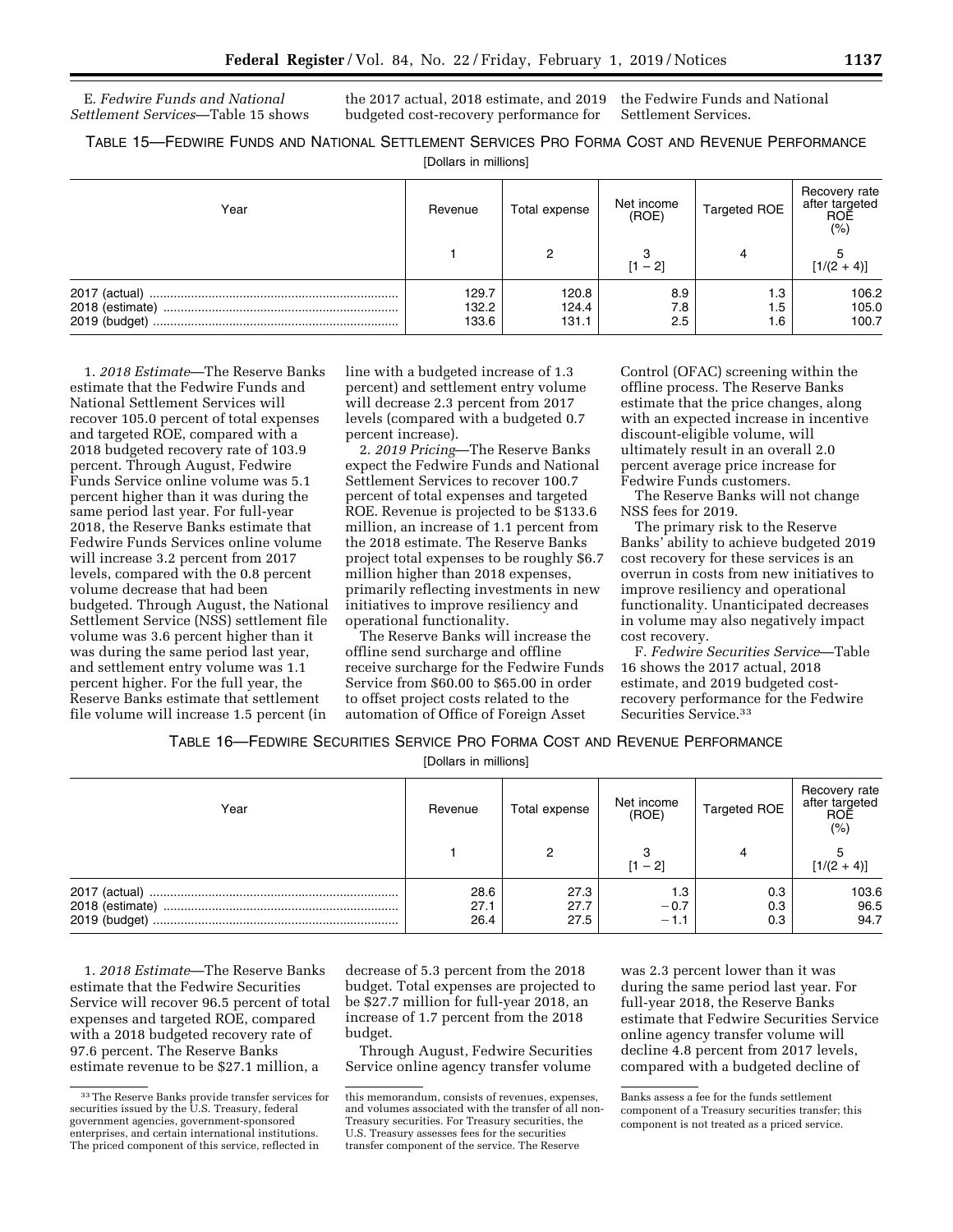E. *Fedwire Funds and National Settlement Services*—Table 15 shows the 2017 actual, 2018 estimate, and 2019 budgeted cost-recovery performance for the Fedwire Funds and National Settlement Services.

TABLE 15—FEDWIRE FUNDS AND NATIONAL SETTLEMENT SERVICES PRO FORMA COST AND REVENUE PERFORMANCE

[Dollars in millions]

| Year | Revenue | Total expense | Net income (ROE) | Targeted ROE | Recovery rate after targeted ROE (%) |
|---|---|---|---|---|---|
| | 1 | 2 | 3 [1 − 2] | 4 | 5 [1/(2 + 4)] |
| 2017 (actual) | 129.7 | 120.8 | 8.9 | 1.3 | 106.2 |
| 2018 (estimate) | 132.2 | 124.4 | 7.8 | 1.5 | 105.0 |
| 2019 (budget) | 133.6 | 131.1 | 2.5 | 1.6 | 100.7 |

1. *2018 Estimate*—The Reserve Banks estimate that the Fedwire Funds and National Settlement Services will recover 105.0 percent of total expenses and targeted ROE, compared with a 2018 budgeted recovery rate of 103.9 percent. Through August, Fedwire Funds Service online volume was 5.1 percent higher than it was during the same period last year. For full-year 2018, the Reserve Banks estimate that Fedwire Funds Services online volume will increase 3.2 percent from 2017 levels, compared with the 0.8 percent volume decrease that had been budgeted. Through August, the National Settlement Service (NSS) settlement file volume was 3.6 percent higher than it was during the same period last year, and settlement entry volume was 1.1 percent higher. For the full year, the Reserve Banks estimate that settlement file volume will increase 1.5 percent (in line with a budgeted increase of 1.3 percent) and settlement entry volume will decrease 2.3 percent from 2017 levels (compared with a budgeted 0.7 percent increase).

2. *2019 Pricing*—The Reserve Banks expect the Fedwire Funds and National Settlement Services to recover 100.7 percent of total expenses and targeted ROE. Revenue is projected to be $133.6 million, an increase of 1.1 percent from the 2018 estimate. The Reserve Banks project total expenses to be roughly $6.7 million higher than 2018 expenses, primarily reflecting investments in new initiatives to improve resiliency and operational functionality.

The Reserve Banks will increase the offline send surcharge and offline receive surcharge for the Fedwire Funds Service from $60.00 to $65.00 in order to offset project costs related to the automation of Office of Foreign Asset Control (OFAC) screening within the offline process. The Reserve Banks estimate that the price changes, along with an expected increase in incentive discount-eligible volume, will ultimately result in an overall 2.0 percent average price increase for Fedwire Funds customers.

The Reserve Banks will not change NSS fees for 2019.

The primary risk to the Reserve Banks' ability to achieve budgeted 2019 cost recovery for these services is an overrun in costs from new initiatives to improve resiliency and operational functionality. Unanticipated decreases in volume may also negatively impact cost recovery.

F. *Fedwire Securities Service*—Table 16 shows the 2017 actual, 2018 estimate, and 2019 budgeted cost-recovery performance for the Fedwire Securities Service.[33]

TABLE 16—FEDWIRE SECURITIES SERVICE PRO FORMA COST AND REVENUE PERFORMANCE

[Dollars in millions]

| Year | Revenue | Total expense | Net income (ROE) | Targeted ROE | Recovery rate after targeted ROE (%) |
|---|---|---|---|---|---|
| | 1 | 2 | 3 [1 − 2] | 4 | 5 [1/(2 + 4)] |
| 2017 (actual) | 28.6 | 27.3 | 1.3 | 0.3 | 103.6 |
| 2018 (estimate) | 27.1 | 27.7 | −0.7 | 0.3 | 96.5 |
| 2019 (budget) | 26.4 | 27.5 | −1.1 | 0.3 | 94.7 |

1. *2018 Estimate*—The Reserve Banks estimate that the Fedwire Securities Service will recover 96.5 percent of total expenses and targeted ROE, compared with a 2018 budgeted recovery rate of 97.6 percent. The Reserve Banks estimate revenue to be $27.1 million, a decrease of 5.3 percent from the 2018 budget. Total expenses are projected to be $27.7 million for full-year 2018, an increase of 1.7 percent from the 2018 budget.

Through August, Fedwire Securities Service online agency transfer volume was 2.3 percent lower than it was during the same period last year. For full-year 2018, the Reserve Banks estimate that Fedwire Securities Service online agency transfer volume will decline 4.8 percent from 2017 levels, compared with a budgeted decline of

---

[33] The Reserve Banks provide transfer services for securities issued by the U.S. Treasury, federal government agencies, government-sponsored enterprises, and certain international institutions. The priced component of this service, reflected in this memorandum, consists of revenues, expenses, and volumes associated with the transfer of all non-Treasury securities. For Treasury securities, the U.S. Treasury assesses fees for the securities transfer component of the service. The Reserve Banks assess a fee for the funds settlement component of a Treasury securities transfer; this component is not treated as a priced service.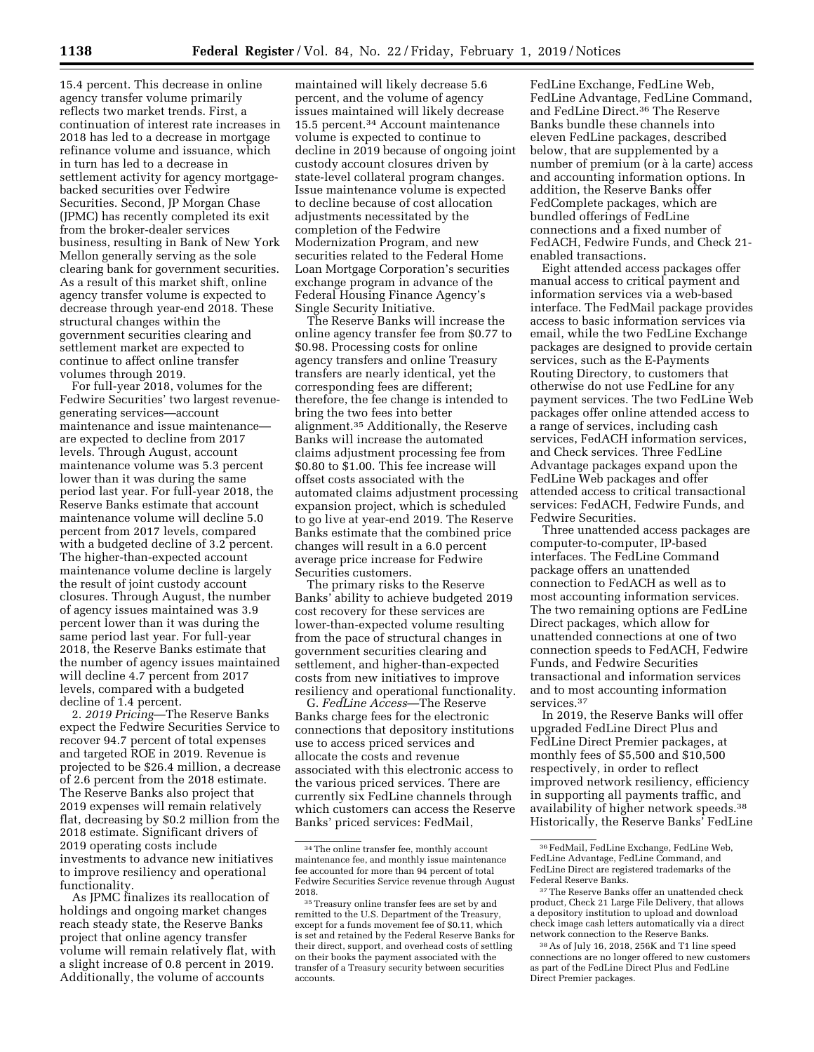15.4 percent. This decrease in online agency transfer volume primarily reflects two market trends. First, a continuation of interest rate increases in 2018 has led to a decrease in mortgage refinance volume and issuance, which in turn has led to a decrease in settlement activity for agency mortgage-backed securities over Fedwire Securities. Second, JP Morgan Chase (JPMC) has recently completed its exit from the broker-dealer services business, resulting in Bank of New York Mellon generally serving as the sole clearing bank for government securities. As a result of this market shift, online agency transfer volume is expected to decrease through year-end 2018. These structural changes within the government securities clearing and settlement market are expected to continue to affect online transfer volumes through 2019.

For full-year 2018, volumes for the Fedwire Securities' two largest revenue-generating services—account maintenance and issue maintenance—are expected to decline from 2017 levels. Through August, account maintenance volume was 5.3 percent lower than it was during the same period last year. For full-year 2018, the Reserve Banks estimate that account maintenance volume will decline 5.0 percent from 2017 levels, compared with a budgeted decline of 3.2 percent. The higher-than-expected account maintenance volume decline is largely the result of joint custody account closures. Through August, the number of agency issues maintained was 3.9 percent lower than it was during the same period last year. For full-year 2018, the Reserve Banks estimate that the number of agency issues maintained will decline 4.7 percent from 2017 levels, compared with a budgeted decline of 1.4 percent.

2. *2019 Pricing*—The Reserve Banks expect the Fedwire Securities Service to recover 94.7 percent of total expenses and targeted ROE in 2019. Revenue is projected to be $26.4 million, a decrease of 2.6 percent from the 2018 estimate. The Reserve Banks also project that 2019 expenses will remain relatively flat, decreasing by $0.2 million from the 2018 estimate. Significant drivers of 2019 operating costs include investments to advance new initiatives to improve resiliency and operational functionality.

As JPMC finalizes its reallocation of holdings and ongoing market changes reach steady state, the Reserve Banks project that online agency transfer volume will remain relatively flat, with a slight increase of 0.8 percent in 2019. Additionally, the volume of accounts maintained will likely decrease 5.6 percent, and the volume of agency issues maintained will likely decrease 15.5 percent.[34] Account maintenance volume is expected to continue to decline in 2019 because of ongoing joint custody account closures driven by state-level collateral program changes. Issue maintenance volume is expected to decline because of cost allocation adjustments necessitated by the completion of the Fedwire Modernization Program, and new securities related to the Federal Home Loan Mortgage Corporation's securities exchange program in advance of the Federal Housing Finance Agency's Single Security Initiative.

The Reserve Banks will increase the online agency transfer fee from $0.77 to $0.98. Processing costs for online agency transfers and online Treasury transfers are nearly identical, yet the corresponding fees are different; therefore, the fee change is intended to bring the two fees into better alignment.[35] Additionally, the Reserve Banks will increase the automated claims adjustment processing fee from $0.80 to $1.00. This fee increase will offset costs associated with the automated claims adjustment processing expansion project, which is scheduled to go live at year-end 2019. The Reserve Banks estimate that the combined price changes will result in a 6.0 percent average price increase for Fedwire Securities customers.

The primary risks to the Reserve Banks' ability to achieve budgeted 2019 cost recovery for these services are lower-than-expected volume resulting from the pace of structural changes in government securities clearing and settlement, and higher-than-expected costs from new initiatives to improve resiliency and operational functionality.

G. *FedLine Access*—The Reserve Banks charge fees for the electronic connections that depository institutions use to access priced services and allocate the costs and revenue associated with this electronic access to the various priced services. There are currently six FedLine channels through which customers can access the Reserve Banks' priced services: FedMail, FedLine Exchange, FedLine Web, FedLine Advantage, FedLine Command, and FedLine Direct.[36] The Reserve Banks bundle these channels into eleven FedLine packages, described below, that are supplemented by a number of premium (or à la carte) access and accounting information options. In addition, the Reserve Banks offer FedComplete packages, which are bundled offerings of FedLine connections and a fixed number of FedACH, Fedwire Funds, and Check 21-enabled transactions.

Eight attended access packages offer manual access to critical payment and information services via a web-based interface. The FedMail package provides access to basic information services via email, while the two FedLine Exchange packages are designed to provide certain services, such as the E-Payments Routing Directory, to customers that otherwise do not use FedLine for any payment services. The two FedLine Web packages offer online attended access to a range of services, including cash services, FedACH information services, and Check services. Three FedLine Advantage packages expand upon the FedLine Web packages and offer attended access to critical transactional services: FedACH, Fedwire Funds, and Fedwire Securities.

Three unattended access packages are computer-to-computer, IP-based interfaces. The FedLine Command package offers an unattended connection to FedACH as well as to most accounting information services. The two remaining options are FedLine Direct packages, which allow for unattended connections at one of two connection speeds to FedACH, Fedwire Funds, and Fedwire Securities transactional and information services and to most accounting information services.[37]

In 2019, the Reserve Banks will offer upgraded FedLine Direct Plus and FedLine Direct Premier packages, at monthly fees of $5,500 and $10,500 respectively, in order to reflect improved network resiliency, efficiency in supporting all payments traffic, and availability of higher network speeds.[38] Historically, the Reserve Banks' FedLine

---

[34] The online transfer fee, monthly account maintenance fee, and monthly issue maintenance fee accounted for more than 94 percent of total Fedwire Securities Service revenue through August 2018.

[35] Treasury online transfer fees are set by and remitted to the U.S. Department of the Treasury, except for a funds movement fee of $0.11, which is set and retained by the Federal Reserve Banks for their direct, support, and overhead costs of settling on their books the payment associated with the transfer of a Treasury security between securities accounts.

[36] FedMail, FedLine Exchange, FedLine Web, FedLine Advantage, FedLine Command, and FedLine Direct are registered trademarks of the Federal Reserve Banks.

[37] The Reserve Banks offer an unattended check product, Check 21 Large File Delivery, that allows a depository institution to upload and download check image cash letters automatically via a direct network connection to the Reserve Banks.

[38] As of July 16, 2018, 256K and T1 line speed connections are no longer offered to new customers as part of the FedLine Direct Plus and FedLine Direct Premier packages.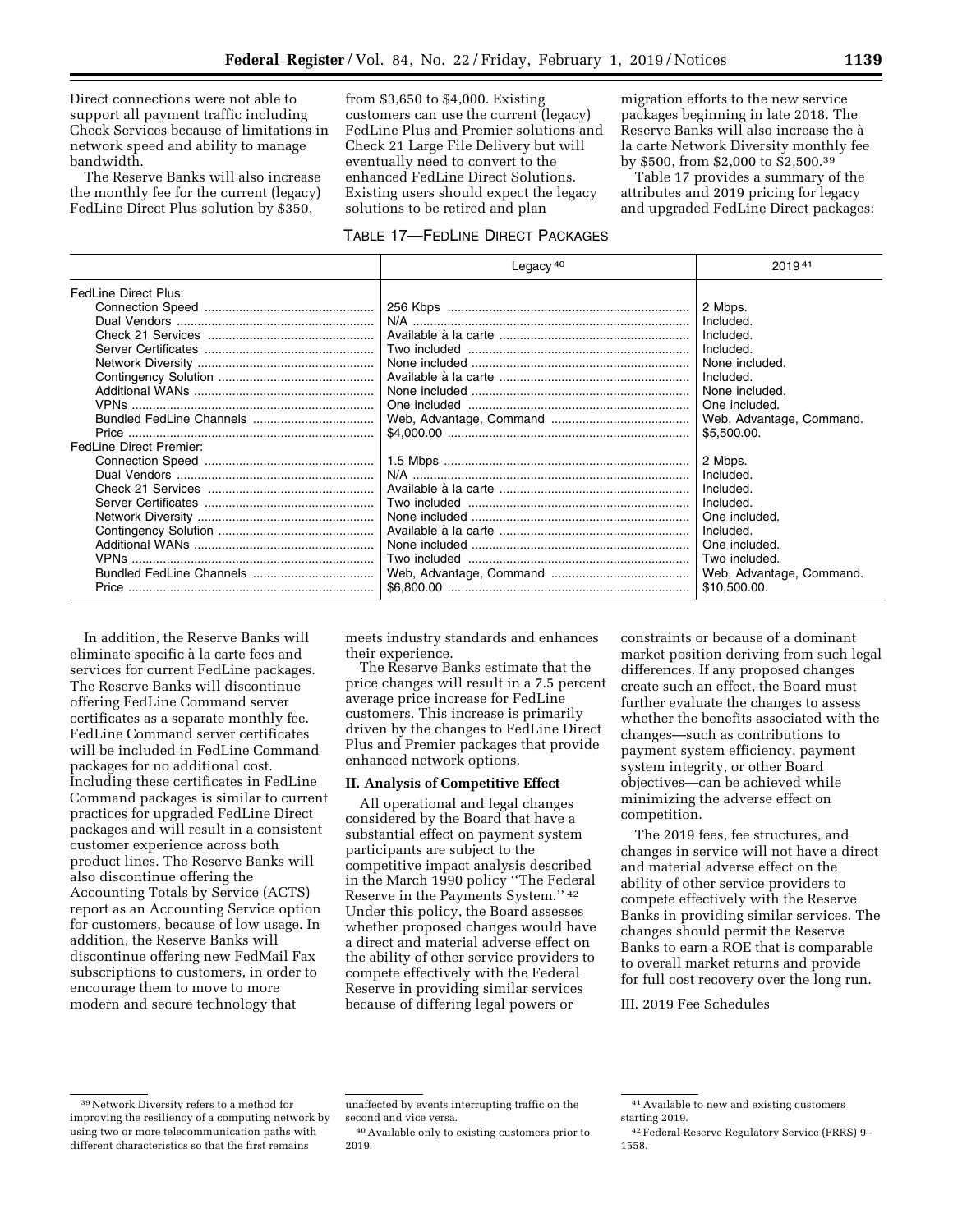Direct connections were not able to support all payment traffic including Check Services because of limitations in network speed and ability to manage bandwidth.

The Reserve Banks will also increase the monthly fee for the current (legacy) FedLine Direct Plus solution by $350, from $3,650 to $4,000. Existing customers can use the current (legacy) FedLine Plus and Premier solutions and Check 21 Large File Delivery but will eventually need to convert to the enhanced FedLine Direct Solutions. Existing users should expect the legacy solutions to be retired and plan migration efforts to the new service packages beginning in late 2018. The Reserve Banks will also increase the à la carte Network Diversity monthly fee by $500, from $2,000 to $2,500.[39]

Table 17 provides a summary of the attributes and 2019 pricing for legacy and upgraded FedLine Direct packages:

TABLE 17—FEDLINE DIRECT PACKAGES

| | Legacy [40] | 2019 [41] |
|---|---|---|
| FedLine Direct Plus: | | |
| Connection Speed | 256 Kbps | 2 Mbps. |
| Dual Vendors | N/A | Included. |
| Check 21 Services | Available à la carte | Included. |
| Server Certificates | Two included | Included. |
| Network Diversity | None included | None included. |
| Contingency Solution | Available à la carte | Included. |
| Additional WANs | None included | None included. |
| VPNs | One included | One included. |
| Bundled FedLine Channels | Web, Advantage, Command | Web, Advantage, Command. |
| Price | $4,000.00 | $5,500.00. |
| FedLine Direct Premier: | | |
| Connection Speed | 1.5 Mbps | 2 Mbps. |
| Dual Vendors | N/A | Included. |
| Check 21 Services | Available à la carte | Included. |
| Server Certificates | Two included | Included. |
| Network Diversity | None included | One included. |
| Contingency Solution | Available à la carte | Included. |
| Additional WANs | None included | One included. |
| VPNs | Two included | Two included. |
| Bundled FedLine Channels | Web, Advantage, Command | Web, Advantage, Command. |
| Price | $6,800.00 | $10,500.00. |

In addition, the Reserve Banks will eliminate specific à la carte fees and services for current FedLine packages. The Reserve Banks will discontinue offering FedLine Command server certificates as a separate monthly fee. FedLine Command server certificates will be included in FedLine Command packages for no additional cost. Including these certificates in FedLine Command packages is similar to current practices for upgraded FedLine Direct packages and will result in a consistent customer experience across both product lines. The Reserve Banks will also discontinue offering the Accounting Totals by Service (ACTS) report as an Accounting Service option for customers, because of low usage. In addition, the Reserve Banks will discontinue offering new FedMail Fax subscriptions to customers, in order to encourage them to move to more modern and secure technology that meets industry standards and enhances their experience.

The Reserve Banks estimate that the price changes will result in a 7.5 percent average price increase for FedLine customers. This increase is primarily driven by the changes to FedLine Direct Plus and Premier packages that provide enhanced network options.

## II. Analysis of Competitive Effect

All operational and legal changes considered by the Board that have a substantial effect on payment system participants are subject to the competitive impact analysis described in the March 1990 policy "The Federal Reserve in the Payments System."[42] Under this policy, the Board assesses whether proposed changes would have a direct and material adverse effect on the ability of other service providers to compete effectively with the Federal Reserve in providing similar services because of differing legal powers or constraints or because of a dominant market position deriving from such legal differences. If any proposed changes create such an effect, the Board must further evaluate the changes to assess whether the benefits associated with the changes—such as contributions to payment system efficiency, payment system integrity, or other Board objectives—can be achieved while minimizing the adverse effect on competition.

The 2019 fees, fee structures, and changes in service will not have a direct and material adverse effect on the ability of other service providers to compete effectively with the Reserve Banks in providing similar services. The changes should permit the Reserve Banks to earn a ROE that is comparable to overall market returns and provide for full cost recovery over the long run.

III. 2019 Fee Schedules

---

[39] Network Diversity refers to a method for improving the resiliency of a computing network by using two or more telecommunication paths with different characteristics so that the first remains unaffected by events interrupting traffic on the second and vice versa.

[40] Available only to existing customers prior to 2019.

[41] Available to new and existing customers starting 2019.

[42] Federal Reserve Regulatory Service (FRRS) 9–1558.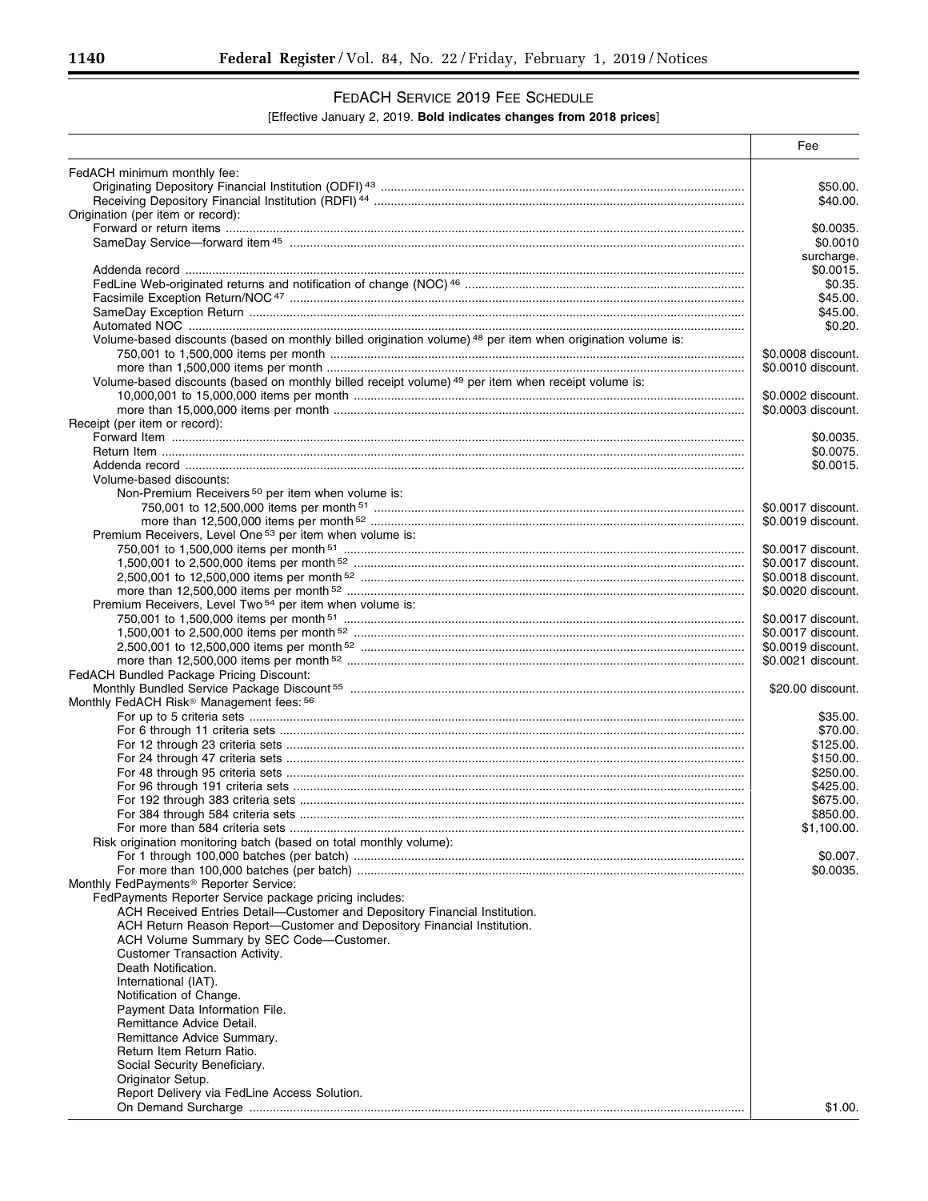## FedACH Service 2019 Fee Schedule

[Effective January 2, 2019. **Bold indicates changes from 2018 prices**]

| | Fee |
|---|---|
| FedACH minimum monthly fee: | |
| Originating Depository Financial Institution (ODFI) [43] | $50.00. |
| Receiving Depository Financial Institution (RDFI) [44] | $40.00. |
| Origination (per item or record): | |
| Forward or return items | $0.0035. |
| SameDay Service—forward item [45] | $0.0010 surcharge. |
| Addenda record | $0.0015. |
| FedLine Web-originated returns and notification of change (NOC) [46] | $0.35. |
| Facsimile Exception Return/NOC [47] | $45.00. |
| SameDay Exception Return | $45.00. |
| Automated NOC | $0.20. |
| Volume-based discounts (based on monthly billed origination volume) [48] per item when origination volume is: | |
| 750,001 to 1,500,000 items per month | $0.0008 discount. |
| more than 1,500,000 items per month | $0.0010 discount. |
| Volume-based discounts (based on monthly billed receipt volume) [49] per item when receipt volume is: | |
| 10,000,001 to 15,000,000 items per month | $0.0002 discount. |
| more than 15,000,000 items per month | $0.0003 discount. |
| Receipt (per item or record): | |
| Forward Item | $0.0035. |
| Return Item | $0.0075. |
| Addenda record | $0.0015. |
| Volume-based discounts: | |
| Non-Premium Receivers [50] per item when volume is: | |
| 750,001 to 12,500,000 items per month [51] | $0.0017 discount. |
| more than 12,500,000 items per month [52] | $0.0019 discount. |
| Premium Receivers, Level One [53] per item when volume is: | |
| 750,001 to 1,500,000 items per month [51] | $0.0017 discount. |
| 1,500,001 to 2,500,000 items per month [52] | $0.0017 discount. |
| 2,500,001 to 12,500,000 items per month [52] | $0.0018 discount. |
| more than 12,500,000 items per month [52] | $0.0020 discount. |
| Premium Receivers, Level Two [54] per item when volume is: | |
| 750,001 to 1,500,000 items per month [51] | $0.0017 discount. |
| 1,500,001 to 2,500,000 items per month [52] | $0.0017 discount. |
| 2,500,001 to 12,500,000 items per month [52] | $0.0019 discount. |
| more than 12,500,000 items per month [52] | $0.0021 discount. |
| FedACH Bundled Package Pricing Discount: | |
| Monthly Bundled Service Package Discount [55] | $20.00 discount. |
| Monthly FedACH Risk® Management fees: [56] | |
| For up to 5 criteria sets | $35.00. |
| For 6 through 11 criteria sets | $70.00. |
| For 12 through 23 criteria sets | $125.00. |
| For 24 through 47 criteria sets | $150.00. |
| For 48 through 95 criteria sets | $250.00. |
| For 96 through 191 criteria sets | $425.00. |
| For 192 through 383 criteria sets | $675.00. |
| For 384 through 584 criteria sets | $850.00. |
| For more than 584 criteria sets | $1,100.00. |
| Risk origination monitoring batch (based on total monthly volume): | |
| For 1 through 100,000 batches (per batch) | $0.007. |
| For more than 100,000 batches (per batch) | $0.0035. |
| Monthly FedPayments® Reporter Service: | |
| FedPayments Reporter Service package pricing includes: | |
| ACH Received Entries Detail—Customer and Depository Financial Institution. | |
| ACH Return Reason Report—Customer and Depository Financial Institution. | |
| ACH Volume Summary by SEC Code—Customer. | |
| Customer Transaction Activity. | |
| Death Notification. | |
| International (IAT). | |
| Notification of Change. | |
| Payment Data Information File. | |
| Remittance Advice Detail. | |
| Remittance Advice Summary. | |
| Return Item Return Ratio. | |
| Social Security Beneficiary. | |
| Originator Setup. | |
| Report Delivery via FedLine Access Solution. | |
| On Demand Surcharge | $1.00. |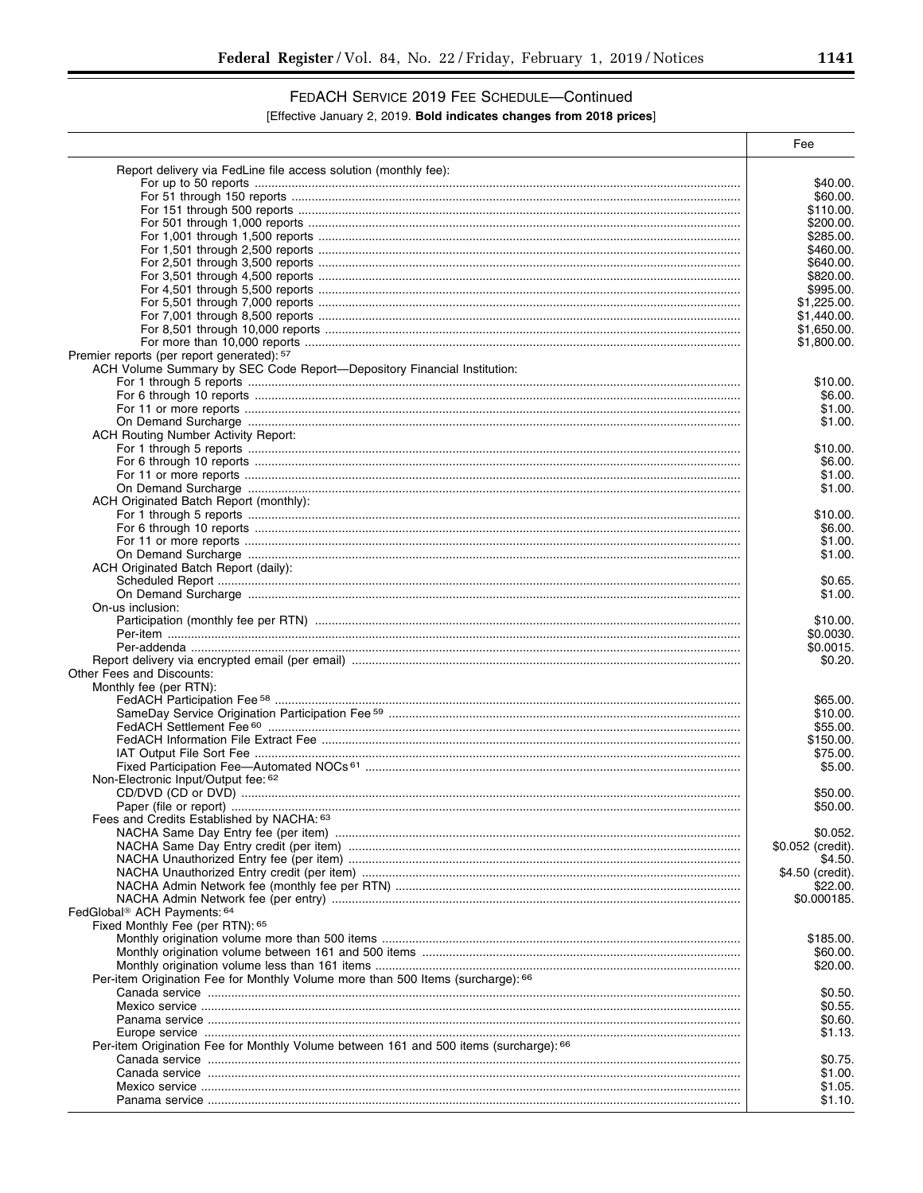## FedACH Service 2019 Fee Schedule—Continued

[Effective January 2, 2019. **Bold indicates changes from 2018 prices**]

| | Fee |
|---|---|
| Report delivery via FedLine file access solution (monthly fee): | |
| For up to 50 reports | $40.00. |
| For 51 through 150 reports | $60.00. |
| For 151 through 500 reports | $110.00. |
| For 501 through 1,000 reports | $200.00. |
| For 1,001 through 1,500 reports | $285.00. |
| For 1,501 through 2,500 reports | $460.00. |
| For 2,501 through 3,500 reports | $640.00. |
| For 3,501 through 4,500 reports | $820.00. |
| For 4,501 through 5,500 reports | $995.00. |
| For 5,501 through 7,000 reports | $1,225.00. |
| For 7,001 through 8,500 reports | $1,440.00. |
| For 8,501 through 10,000 reports | $1,650.00. |
| For more than 10,000 reports | $1,800.00. |
| Premier reports (per report generated): [57] | |
| ACH Volume Summary by SEC Code Report—Depository Financial Institution: | |
| For 1 through 5 reports | $10.00. |
| For 6 through 10 reports | $6.00. |
| For 11 or more reports | $1.00. |
| On Demand Surcharge | $1.00. |
| ACH Routing Number Activity Report: | |
| For 1 through 5 reports | $10.00. |
| For 6 through 10 reports | $6.00. |
| For 11 or more reports | $1.00. |
| On Demand Surcharge | $1.00. |
| ACH Originated Batch Report (monthly): | |
| For 1 through 5 reports | $10.00. |
| For 6 through 10 reports | $6.00. |
| For 11 or more reports | $1.00. |
| On Demand Surcharge | $1.00. |
| ACH Originated Batch Report (daily): | |
| Scheduled Report | $0.65. |
| On Demand Surcharge | $1.00. |
| On-us inclusion: | |
| Participation (monthly fee per RTN) | $10.00. |
| Per-item | $0.0030. |
| Per-addenda | $0.0015. |
| Report delivery via encrypted email (per email) | $0.20. |
| Other Fees and Discounts: | |
| Monthly fee (per RTN): | |
| FedACH Participation Fee [58] | $65.00. |
| SameDay Service Origination Participation Fee [59] | $10.00. |
| FedACH Settlement Fee [60] | $55.00. |
| FedACH Information File Extract Fee | $150.00. |
| IAT Output File Sort Fee | $75.00. |
| Fixed Participation Fee—Automated NOCs [61] | $5.00. |
| Non-Electronic Input/Output fee: [62] | |
| CD/DVD (CD or DVD) | $50.00. |
| Paper (file or report) | $50.00. |
| Fees and Credits Established by NACHA: [63] | |
| NACHA Same Day Entry fee (per item) | $0.052. |
| NACHA Same Day Entry credit (per item) | $0.052 (credit). |
| NACHA Unauthorized Entry fee (per item) | $4.50. |
| NACHA Unauthorized Entry credit (per item) | $4.50 (credit). |
| NACHA Admin Network fee (monthly fee per RTN) | $22.00. |
| NACHA Admin Network fee (per entry) | $0.000185. |
| FedGlobal® ACH Payments: [64] | |
| Fixed Monthly Fee (per RTN): [65] | |
| Monthly origination volume more than 500 items | $185.00. |
| Monthly origination volume between 161 and 500 items | $60.00. |
| Monthly origination volume less than 161 items | $20.00. |
| Per-item Origination Fee for Monthly Volume more than 500 Items (surcharge): [66] | |
| Canada service | $0.50. |
| Mexico service | $0.55. |
| Panama service | $0.60. |
| Europe service | $1.13. |
| Per-item Origination Fee for Monthly Volume between 161 and 500 items (surcharge): [66] | |
| Canada service | $0.75. |
| Canada service | $1.00. |
| Mexico service | $1.05. |
| Panama service | $1.10. |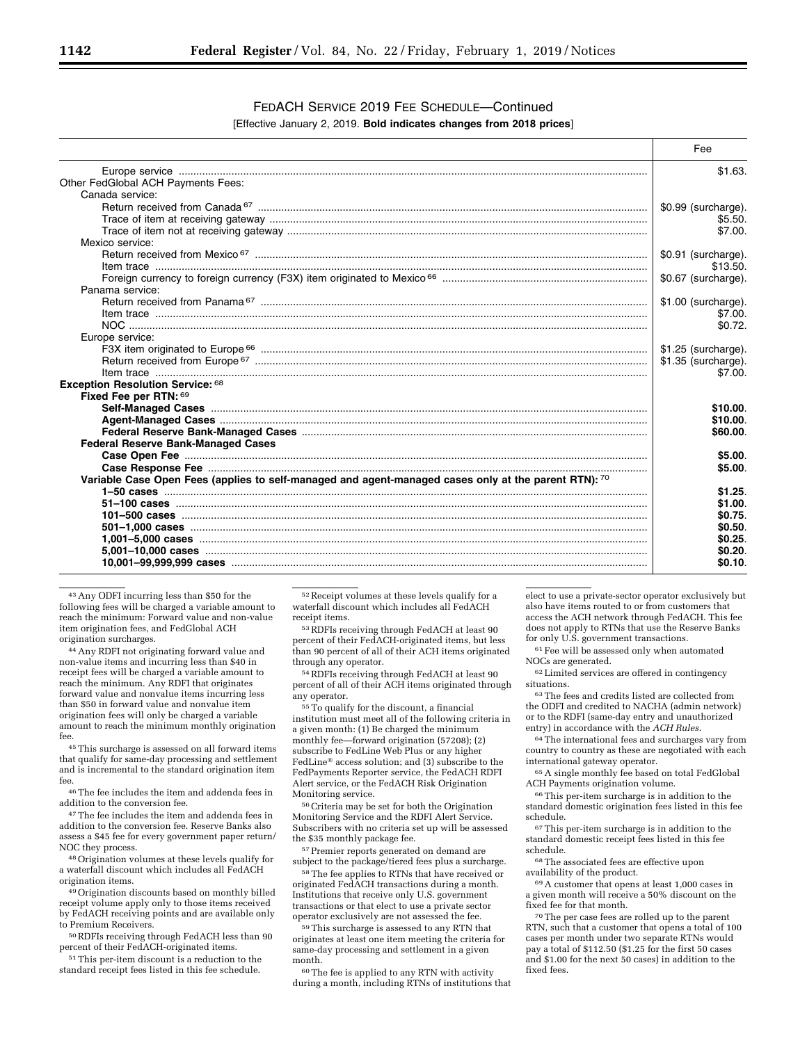FEDACH SERVICE 2019 FEE SCHEDULE—Continued

[Effective January 2, 2019. **Bold indicates changes from 2018 prices**]

| | Fee |
|---|---|
| Europe service | $1.63. |
| Other FedGlobal ACH Payments Fees: | |
| Canada service: | |
| Return received from Canada [67] | $0.99 (surcharge). |
| Trace of item at receiving gateway | $5.50. |
| Trace of item not at receiving gateway | $7.00. |
| Mexico service: | |
| Return received from Mexico [67] | $0.91 (surcharge). |
| Item trace | $13.50. |
| Foreign currency to foreign currency (F3X) item originated to Mexico [66] | $0.67 (surcharge). |
| Panama service: | |
| Return received from Panama [67] | $1.00 (surcharge). |
| Item trace | $7.00. |
| NOC | $0.72. |
| Europe service: | |
| F3X item originated to Europe [66] | $1.25 (surcharge). |
| Return received from Europe [67] | $1.35 (surcharge). |
| Item trace | $7.00. |
| **Exception Resolution Service:** [68] | |
| **Fixed Fee per RTN:** [69] | |
| **Self-Managed Cases** | **$10.00**. |
| **Agent-Managed Cases** | **$10.00**. |
| **Federal Reserve Bank-Managed Cases** | **$60.00**. |
| **Federal Reserve Bank-Managed Cases** | |
| **Case Open Fee** | **$5.00**. |
| **Case Response Fee** | **$5.00**. |
| **Variable Case Open Fees (applies to self-managed and agent-managed cases only at the parent RTN):** [70] | |
| **1–50 cases** | **$1.25**. |
| **51–100 cases** | **$1.00**. |
| **101–500 cases** | **$0.75**. |
| **501–1,000 cases** | **$0.50**. |
| **1,001–5,000 cases** | **$0.25**. |
| **5,001–10,000 cases** | **$0.20**. |
| **10,001–99,999,999 cases** | **$0.10**. |

[43] Any ODFI incurring less than $50 for the following fees will be charged a variable amount to reach the minimum: Forward value and non-value item origination fees, and FedGlobal ACH origination surcharges.

[44] Any RDFI not originating forward value and non-value items and incurring less than $40 in receipt fees will be charged a variable amount to reach the minimum. Any RDFI that originates forward value and nonvalue items incurring less than $50 in forward value and nonvalue item origination fees will only be charged a variable amount to reach the minimum monthly origination fee.

[45] This surcharge is assessed on all forward items that qualify for same-day processing and settlement and is incremental to the standard origination item fee.

[46] The fee includes the item and addenda fees in addition to the conversion fee.

[47] The fee includes the item and addenda fees in addition to the conversion fee. Reserve Banks also assess a $45 fee for every government paper return/NOC they process.

[48] Origination volumes at these levels qualify for a waterfall discount which includes all FedACH origination items.

[49] Origination discounts based on monthly billed receipt volume apply only to those items received by FedACH receiving points and are available only to Premium Receivers.

[50] RDFIs receiving through FedACH less than 90 percent of their FedACH-originated items.

[51] This per-item discount is a reduction to the standard receipt fees listed in this fee schedule.

[52] Receipt volumes at these levels qualify for a waterfall discount which includes all FedACH receipt items.

[53] RDFIs receiving through FedACH at least 90 percent of their FedACH-originated items, but less than 90 percent of all of their ACH items originated through any operator.

[54] RDFIs receiving through FedACH at least 90 percent of all of their ACH items originated through any operator.

[55] To qualify for the discount, a financial institution must meet all of the following criteria in a given month: (1) Be charged the minimum monthly fee—forward origination (57208); (2) subscribe to FedLine Web Plus or any higher FedLine® access solution; and (3) subscribe to the FedPayments Reporter service, the FedACH RDFI Alert service, or the FedACH Risk Origination Monitoring service.

[56] Criteria may be set for both the Origination Monitoring Service and the RDFI Alert Service. Subscribers with no criteria set up will be assessed the $35 monthly package fee.

[57] Premier reports generated on demand are subject to the package/tiered fees plus a surcharge.

[58] The fee applies to RTNs that have received or originated FedACH transactions during a month. Institutions that receive only U.S. government transactions or that elect to use a private sector operator exclusively are not assessed the fee.

[59] This surcharge is assessed to any RTN that originates at least one item meeting the criteria for same-day processing and settlement in a given month.

[60] The fee is applied to any RTN with activity during a month, including RTNs of institutions that elect to use a private-sector operator exclusively but also have items routed to or from customers that access the ACH network through FedACH. This fee does not apply to RTNs that use the Reserve Banks for only U.S. government transactions.

[61] Fee will be assessed only when automated NOCs are generated.

[62] Limited services are offered in contingency situations.

[63] The fees and credits listed are collected from the ODFI and credited to NACHA (admin network) or to the RDFI (same-day entry and unauthorized entry) in accordance with the *ACH Rules*.

[64] The international fees and surcharges vary from country to country as these are negotiated with each international gateway operator.

[65] A single monthly fee based on total FedGlobal ACH Payments origination volume.

[66] This per-item surcharge is in addition to the standard domestic origination fees listed in this fee schedule.

[67] This per-item surcharge is in addition to the standard domestic receipt fees listed in this fee schedule.

[68] The associated fees are effective upon availability of the product.

[69] A customer that opens at least 1,000 cases in a given month will receive a 50% discount on the fixed fee for that month.

[70] The per case fees are rolled up to the parent RTN, such that a customer that opens a total of 100 cases per month under two separate RTNs would pay a total of $112.50 ($1.25 for the first 50 cases and $1.00 for the next 50 cases) in addition to the fixed fees.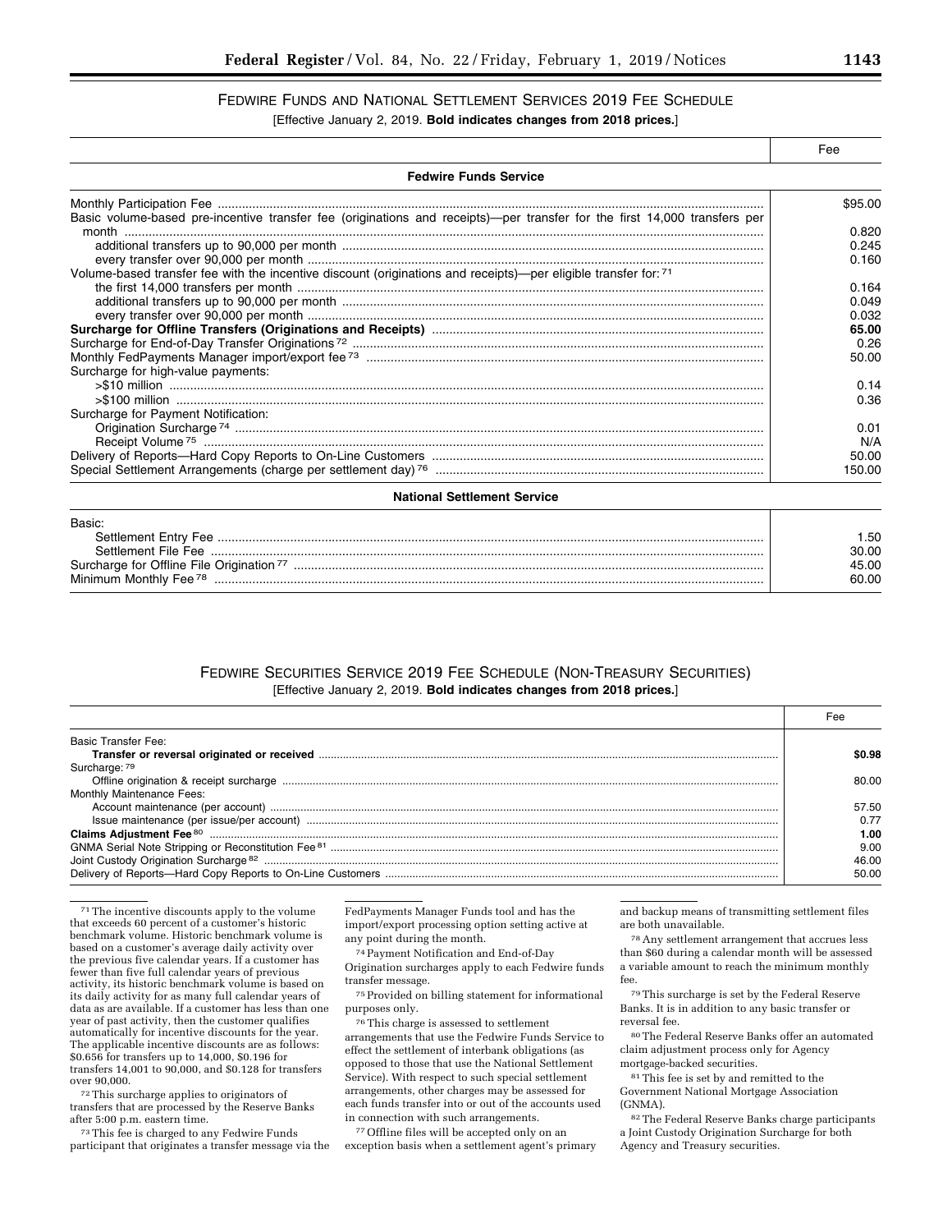## Fedwire Funds and National Settlement Services 2019 Fee Schedule

[Effective January 2, 2019. **Bold indicates changes from 2018 prices.**]

| | Fee |
|---|---|
| **Fedwire Funds Service** | |
| Monthly Participation Fee | $95.00 |
| Basic volume-based pre-incentive transfer fee (originations and receipts)—per transfer for the first 14,000 transfers per month | 0.820 |
| additional transfers up to 90,000 per month | 0.245 |
| every transfer over 90,000 per month | 0.160 |
| Volume-based transfer fee with the incentive discount (originations and receipts)—per eligible transfer for: [71] | |
| the first 14,000 transfers per month | 0.164 |
| additional transfers up to 90,000 per month | 0.049 |
| every transfer over 90,000 per month | 0.032 |
| **Surcharge for Offline Transfers (Originations and Receipts)** | **65.00** |
| Surcharge for End-of-Day Transfer Originations [72] | 0.26 |
| Monthly FedPayments Manager import/export fee [73] | 50.00 |
| Surcharge for high-value payments: | |
| >$10 million | 0.14 |
| >$100 million | 0.36 |
| Surcharge for Payment Notification: | |
| Origination Surcharge [74] | 0.01 |
| Receipt Volume [75] | N/A |
| Delivery of Reports—Hard Copy Reports to On-Line Customers | 50.00 |
| Special Settlement Arrangements (charge per settlement day) [76] | 150.00 |
| **National Settlement Service** | |
| Basic: | |
| Settlement Entry Fee | 1.50 |
| Settlement File Fee | 30.00 |
| Surcharge for Offline File Origination [77] | 45.00 |
| Minimum Monthly Fee [78] | 60.00 |

## Fedwire Securities Service 2019 Fee Schedule (Non-Treasury Securities)

[Effective January 2, 2019. **Bold indicates changes from 2018 prices.**]

| | Fee |
|---|---|
| Basic Transfer Fee: | |
| **Transfer or reversal originated or received** | **$0.98** |
| Surcharge: [79] | |
| Offline origination & receipt surcharge | 80.00 |
| Monthly Maintenance Fees: | |
| Account maintenance (per account) | 57.50 |
| Issue maintenance (per issue/per account) | 0.77 |
| **Claims Adjustment Fee** [80] | **1.00** |
| GNMA Serial Note Stripping or Reconstitution Fee [81] | 9.00 |
| Joint Custody Origination Surcharge [82] | 46.00 |
| Delivery of Reports—Hard Copy Reports to On-Line Customers | 50.00 |

---

[71] The incentive discounts apply to the volume that exceeds 60 percent of a customer's historic benchmark volume. Historic benchmark volume is based on a customer's average daily activity over the previous five calendar years. If a customer has fewer than five full calendar years of previous activity, its historic benchmark volume is based on its daily activity for as many full calendar years of data as are available. If a customer has less than one year of past activity, then the customer qualifies automatically for incentive discounts for the year. The applicable incentive discounts are as follows: $0.656 for transfers up to 14,000, $0.196 for transfers 14,001 to 90,000, and $0.128 for transfers over 90,000.

[72] This surcharge applies to originators of transfers that are processed by the Reserve Banks after 5:00 p.m. eastern time.

[73] This fee is charged to any Fedwire Funds participant that originates a transfer message via the FedPayments Manager Funds tool and has the import/export processing option setting active at any point during the month.

[74] Payment Notification and End-of-Day Origination surcharges apply to each Fedwire funds transfer message.

[75] Provided on billing statement for informational purposes only.

[76] This charge is assessed to settlement arrangements that use the Fedwire Funds Service to effect the settlement of interbank obligations (as opposed to those that use the National Settlement Service). With respect to such special settlement arrangements, other charges may be assessed for each funds transfer into or out of the accounts used in connection with such arrangements.

[77] Offline files will be accepted only on an exception basis when a settlement agent's primary and backup means of transmitting settlement files are both unavailable.

[78] Any settlement arrangement that accrues less than $60 during a calendar month will be assessed a variable amount to reach the minimum monthly fee.

[79] This surcharge is set by the Federal Reserve Banks. It is in addition to any basic transfer or reversal fee.

[80] The Federal Reserve Banks offer an automated claim adjustment process only for Agency mortgage-backed securities.

[81] This fee is set by and remitted to the Government National Mortgage Association (GNMA).

[82] The Federal Reserve Banks charge participants a Joint Custody Origination Surcharge for both Agency and Treasury securities.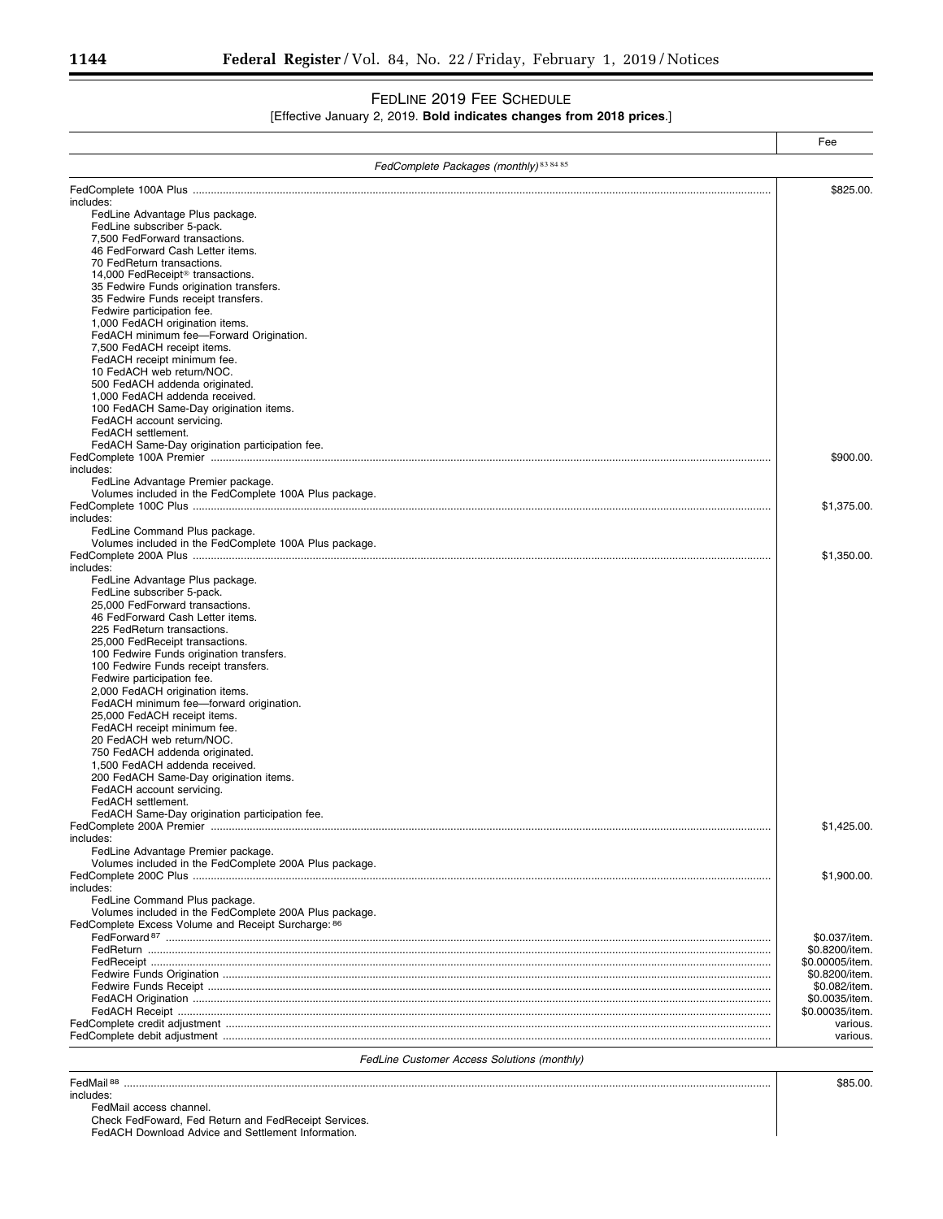## FedLine 2019 Fee Schedule

[Effective January 2, 2019. **Bold indicates changes from 2018 prices**.]

| | Fee |
|---|---|
| *FedComplete Packages (monthly)* [83 84 85] | |
| FedComplete 100A Plus | $825.00. |
| includes: | |
| FedLine Advantage Plus package. | |
| FedLine subscriber 5-pack. | |
| 7,500 FedForward transactions. | |
| 46 FedForward Cash Letter items. | |
| 70 FedReturn transactions. | |
| 14,000 FedReceipt® transactions. | |
| 35 Fedwire Funds origination transfers. | |
| 35 Fedwire Funds receipt transfers. | |
| Fedwire participation fee. | |
| 1,000 FedACH origination items. | |
| FedACH minimum fee—Forward Origination. | |
| 7,500 FedACH receipt items. | |
| FedACH receipt minimum fee. | |
| 10 FedACH web return/NOC. | |
| 500 FedACH addenda originated. | |
| 1,000 FedACH addenda received. | |
| 100 FedACH Same-Day origination items. | |
| FedACH account servicing. | |
| FedACH settlement. | |
| FedACH Same-Day origination participation fee. | |
| FedComplete 100A Premier | $900.00. |
| includes: | |
| FedLine Advantage Premier package. | |
| Volumes included in the FedComplete 100A Plus package. | |
| FedComplete 100C Plus | $1,375.00. |
| includes: | |
| FedLine Command Plus package. | |
| Volumes included in the FedComplete 100A Plus package. | |
| FedComplete 200A Plus | $1,350.00. |
| includes: | |
| FedLine Advantage Plus package. | |
| FedLine subscriber 5-pack. | |
| 25,000 FedForward transactions. | |
| 46 FedForward Cash Letter items. | |
| 225 FedReturn transactions. | |
| 25,000 FedReceipt transactions. | |
| 100 Fedwire Funds origination transfers. | |
| 100 Fedwire Funds receipt transfers. | |
| Fedwire participation fee. | |
| 2,000 FedACH origination items. | |
| FedACH minimum fee—forward origination. | |
| 25,000 FedACH receipt items. | |
| FedACH receipt minimum fee. | |
| 20 FedACH web return/NOC. | |
| 750 FedACH addenda originated. | |
| 1,500 FedACH addenda received. | |
| 200 FedACH Same-Day origination items. | |
| FedACH account servicing. | |
| FedACH settlement. | |
| FedACH Same-Day origination participation fee. | |
| FedComplete 200A Premier | $1,425.00. |
| includes: | |
| FedLine Advantage Premier package. | |
| Volumes included in the FedComplete 200A Plus package. | |
| FedComplete 200C Plus | $1,900.00. |
| includes: | |
| FedLine Command Plus package. | |
| Volumes included in the FedComplete 200A Plus package. | |
| FedComplete Excess Volume and Receipt Surcharge: [86] | |
| FedForward [87] | $0.037/item. |
| FedReturn | $0.8200/item. |
| FedReceipt | $0.00005/item. |
| Fedwire Funds Origination | $0.8200/item. |
| Fedwire Funds Receipt | $0.082/item. |
| FedACH Origination | $0.0035/item. |
| FedACH Receipt | $0.00035/item. |
| FedComplete credit adjustment | various. |
| FedComplete debit adjustment | various. |
| *FedLine Customer Access Solutions (monthly)* | |
| FedMail [88] | $85.00. |
| includes: | |
| FedMail access channel. | |
| Check FedFoward, Fed Return and FedReceipt Services. | |
| FedACH Download Advice and Settlement Information. | |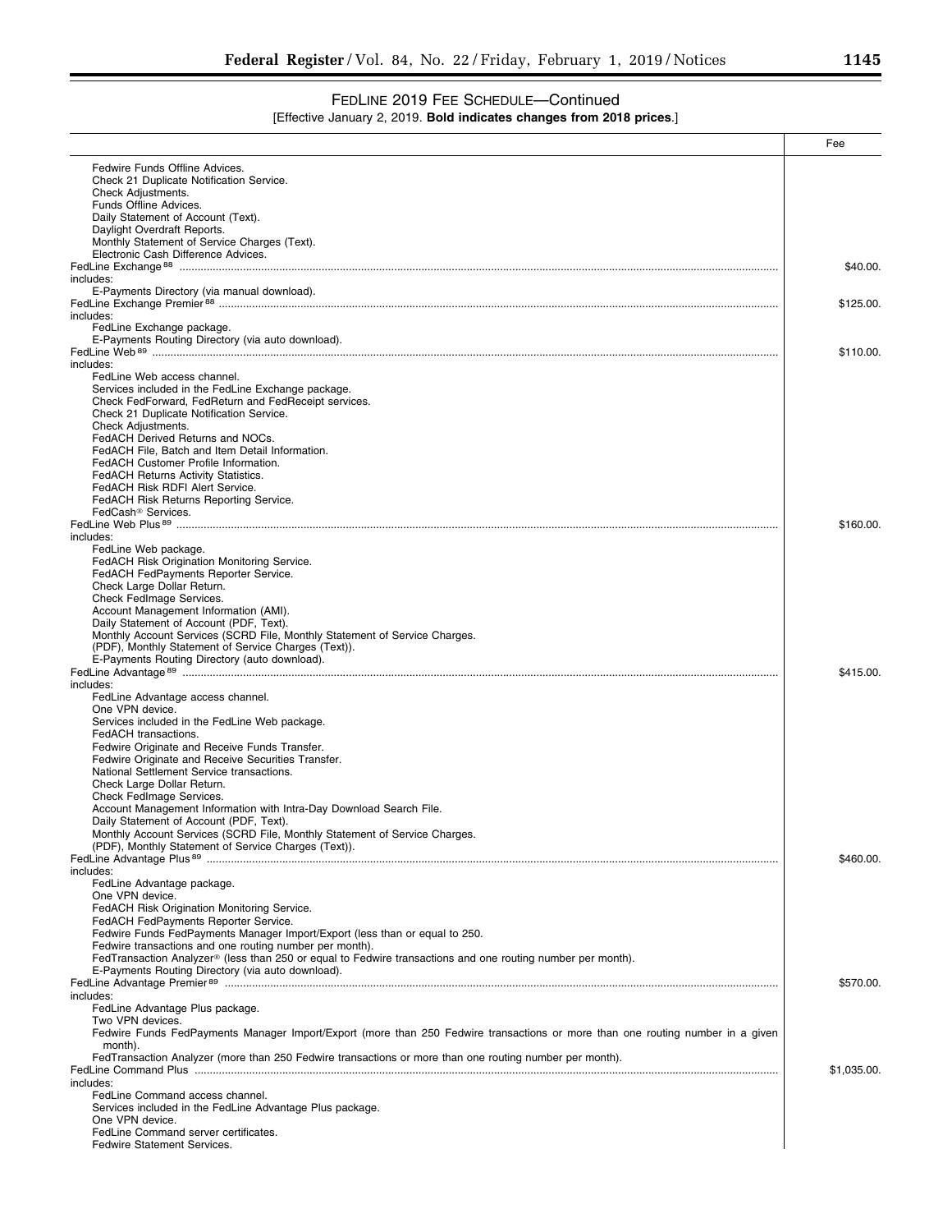FEDLINE 2019 FEE SCHEDULE—Continued

[Effective January 2, 2019. **Bold indicates changes from 2018 prices**.]

| | Fee |
|---|---|
| Fedwire Funds Offline Advices. | |
| Check 21 Duplicate Notification Service. | |
| Check Adjustments. | |
| Funds Offline Advices. | |
| Daily Statement of Account (Text). | |
| Daylight Overdraft Reports. | |
| Monthly Statement of Service Charges (Text). | |
| Electronic Cash Difference Advices. | |
| FedLine Exchange [88] | $40.00. |
| includes: | |
| E-Payments Directory (via manual download). | |
| FedLine Exchange Premier [88] | $125.00. |
| includes: | |
| FedLine Exchange package. | |
| E-Payments Routing Directory (via auto download). | |
| FedLine Web [89] | $110.00. |
| includes: | |
| FedLine Web access channel. | |
| Services included in the FedLine Exchange package. | |
| Check FedForward, FedReturn and FedReceipt services. | |
| Check 21 Duplicate Notification Service. | |
| Check Adjustments. | |
| FedACH Derived Returns and NOCs. | |
| FedACH File, Batch and Item Detail Information. | |
| FedACH Customer Profile Information. | |
| FedACH Returns Activity Statistics. | |
| FedACH Risk RDFI Alert Service. | |
| FedACH Risk Returns Reporting Service. | |
| FedCash® Services. | |
| FedLine Web Plus [89] | $160.00. |
| includes: | |
| FedLine Web package. | |
| FedACH Risk Origination Monitoring Service. | |
| FedACH FedPayments Reporter Service. | |
| Check Large Dollar Return. | |
| Check FedImage Services. | |
| Account Management Information (AMI). | |
| Daily Statement of Account (PDF, Text). | |
| Monthly Account Services (SCRD File, Monthly Statement of Service Charges. (PDF), Monthly Statement of Service Charges (Text)). | |
| E-Payments Routing Directory (auto download). | |
| FedLine Advantage [89] | $415.00. |
| includes: | |
| FedLine Advantage access channel. | |
| One VPN device. | |
| Services included in the FedLine Web package. | |
| FedACH transactions. | |
| Fedwire Originate and Receive Funds Transfer. | |
| Fedwire Originate and Receive Securities Transfer. | |
| National Settlement Service transactions. | |
| Check Large Dollar Return. | |
| Check FedImage Services. | |
| Account Management Information with Intra-Day Download Search File. | |
| Daily Statement of Account (PDF, Text). | |
| Monthly Account Services (SCRD File, Monthly Statement of Service Charges. (PDF), Monthly Statement of Service Charges (Text)). | |
| FedLine Advantage Plus [89] | $460.00. |
| includes: | |
| FedLine Advantage package. | |
| One VPN device. | |
| FedACH Risk Origination Monitoring Service. | |
| FedACH FedPayments Reporter Service. | |
| Fedwire Funds FedPayments Manager Import/Export (less than or equal to 250. Fedwire transactions and one routing number per month). | |
| FedTransaction Analyzer® (less than 250 or equal to Fedwire transactions and one routing number per month). | |
| E-Payments Routing Directory (via auto download). | |
| FedLine Advantage Premier [89] | $570.00. |
| includes: | |
| FedLine Advantage Plus package. | |
| Two VPN devices. | |
| Fedwire Funds FedPayments Manager Import/Export (more than 250 Fedwire transactions or more than one routing number in a given month). | |
| FedTransaction Analyzer (more than 250 Fedwire transactions or more than one routing number per month). | |
| FedLine Command Plus | $1,035.00. |
| includes: | |
| FedLine Command access channel. | |
| Services included in the FedLine Advantage Plus package. | |
| One VPN device. | |
| FedLine Command server certificates. | |
| Fedwire Statement Services. | |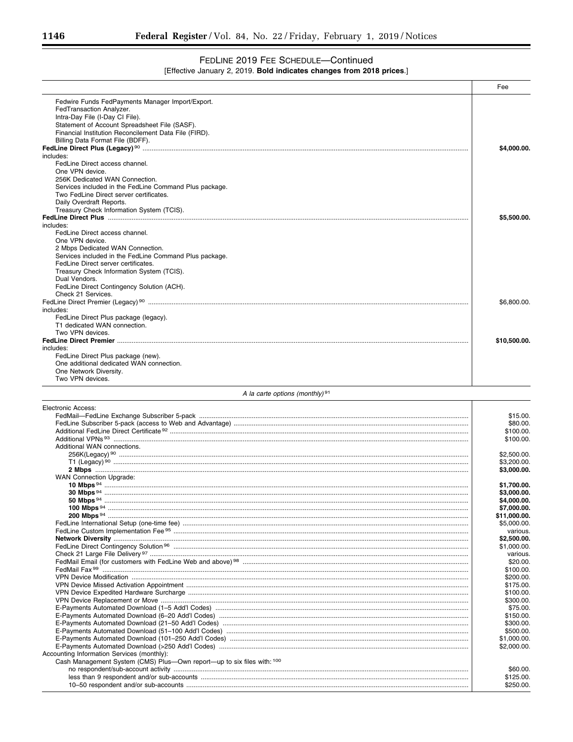FEDLINE 2019 FEE SCHEDULE—Continued

[Effective January 2, 2019. **Bold indicates changes from 2018 prices**.]

| | Fee |
|---|---|
| Fedwire Funds FedPayments Manager Import/Export. | |
| FedTransaction Analyzer. | |
| Intra-Day File (I-Day CI File). | |
| Statement of Account Spreadsheet File (SASF). | |
| Financial Institution Reconcilement Data File (FIRD). | |
| Billing Data Format File (BDFF). | |
| **FedLine Direct Plus (Legacy)** [90] | **$4,000.00.** |
| includes: | |
| FedLine Direct access channel. | |
| One VPN device. | |
| 256K Dedicated WAN Connection. | |
| Services included in the FedLine Command Plus package. | |
| Two FedLine Direct server certificates. | |
| Daily Overdraft Reports. | |
| Treasury Check Information System (TCIS). | |
| **FedLine Direct Plus** | **$5,500.00.** |
| includes: | |
| FedLine Direct access channel. | |
| One VPN device. | |
| 2 Mbps Dedicated WAN Connection. | |
| Services included in the FedLine Command Plus package. | |
| FedLine Direct server certificates. | |
| Treasury Check Information System (TCIS). | |
| Dual Vendors. | |
| FedLine Direct Contingency Solution (ACH). | |
| Check 21 Services. | |
| FedLine Direct Premier (Legacy) [90] | $6,800.00. |
| includes: | |
| FedLine Direct Plus package (legacy). | |
| T1 dedicated WAN connection. | |
| Two VPN devices. | |
| **FedLine Direct Premier** | **$10,500.00.** |
| includes: | |
| FedLine Direct Plus package (new). | |
| One additional dedicated WAN connection. | |
| One Network Diversity. | |
| Two VPN devices. | |
| *A la carte options (monthly)* [91] | |
| Electronic Access: | |
| FedMail—FedLine Exchange Subscriber 5-pack | $15.00. |
| FedLine Subscriber 5-pack (access to Web and Advantage) | $80.00. |
| Additional FedLine Direct Certificate [92] | $100.00. |
| Additional VPNs [93] | $100.00. |
| Additional WAN connections. | |
| 256K(Legacy) [90] | $2,500.00. |
| T1 (Legacy) [90] | $3,200.00. |
| **2 Mbps** | **$3,000.00.** |
| WAN Connection Upgrade: | |
| **10 Mbps** [94] | **$1,700.00.** |
| **30 Mbps** [94] | **$3,000.00.** |
| **50 Mbps** [94] | **$4,000.00.** |
| **100 Mbps** [94] | **$7,000.00.** |
| **200 Mbps** [94] | **$11,000.00.** |
| FedLine International Setup (one-time fee) | $5,000.00. |
| FedLine Custom Implementation Fee [95] | various. |
| **Network Diversity** | **$2,500.00.** |
| FedLine Direct Contingency Solution [96] | $1,000.00. |
| Check 21 Large File Delivery [97] | various. |
| FedMail Email (for customers with FedLine Web and above) [98] | $20.00. |
| FedMail Fax [99] | $100.00. |
| VPN Device Modification | $200.00. |
| VPN Device Missed Activation Appointment | $175.00. |
| VPN Device Expedited Hardware Surcharge | $100.00. |
| VPN Device Replacement or Move | $300.00. |
| E-Payments Automated Download (1–5 Add'l Codes) | $75.00. |
| E-Payments Automated Download (6–20 Add'l Codes) | $150.00. |
| E-Payments Automated Download (21–50 Add'l Codes) | $300.00. |
| E-Payments Automated Download (51–100 Add'l Codes) | $500.00. |
| E-Payments Automated Download (101–250 Add'l Codes) | $1,000.00. |
| E-Payments Automated Download (>250 Add'l Codes) | $2,000.00. |
| Accounting Information Services (monthly): | |
| Cash Management System (CMS) Plus—Own report—up to six files with: [100] | |
| no respondent/sub-account activity | $60.00. |
| less than 9 respondent and/or sub-accounts | $125.00. |
| 10–50 respondent and/or sub-accounts | $250.00. |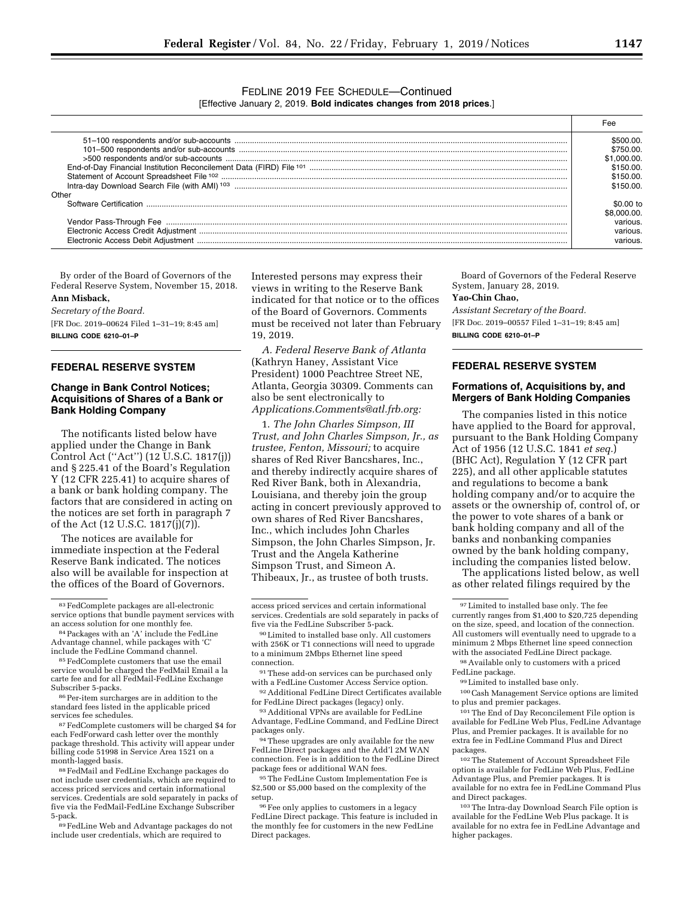FEDLINE 2019 FEE SCHEDULE—Continued

[Effective January 2, 2019. **Bold indicates changes from 2018 prices**.]

| | Fee |
|---|---|
| 51–100 respondents and/or sub-accounts | $500.00. |
| 101–500 respondents and/or sub-accounts | $750.00. |
| >500 respondents and/or sub-accounts | $1,000.00. |
| End-of-Day Financial Institution Reconcilement Data (FIRD) File [101] | $150.00. |
| Statement of Account Spreadsheet File [102] | $150.00. |
| Intra-day Download Search File (with AMI) [103] | $150.00. |
| Other | |
| Software Certification | $0.00 to $8,000.00. |
| Vendor Pass-Through Fee | various. |
| Electronic Access Credit Adjustment | various. |
| Electronic Access Debit Adjustment | various. |

By order of the Board of Governors of the Federal Reserve System, November 15, 2018.

**Ann Misback,**

*Secretary of the Board.*

[FR Doc. 2019–00624 Filed 1–31–19; 8:45 am]

**BILLING CODE 6210–01–P**

## FEDERAL RESERVE SYSTEM

### Change in Bank Control Notices; Acquisitions of Shares of a Bank or Bank Holding Company

The notificants listed below have applied under the Change in Bank Control Act (''Act'') (12 U.S.C. 1817(j)) and § 225.41 of the Board's Regulation Y (12 CFR 225.41) to acquire shares of a bank or bank holding company. The factors that are considered in acting on the notices are set forth in paragraph 7 of the Act (12 U.S.C. 1817(j)(7)).

The notices are available for immediate inspection at the Federal Reserve Bank indicated. The notices also will be available for inspection at the offices of the Board of Governors. Interested persons may express their views in writing to the Reserve Bank indicated for that notice or to the offices of the Board of Governors. Comments must be received not later than February 19, 2019.

*A. Federal Reserve Bank of Atlanta* (Kathryn Haney, Assistant Vice President) 1000 Peachtree Street NE, Atlanta, Georgia 30309. Comments can also be sent electronically to *Applications.Comments@atl.frb.org:*

1. *The John Charles Simpson, III Trust, and John Charles Simpson, Jr., as trustee, Fenton, Missouri;* to acquire shares of Red River Bancshares, Inc., and thereby indirectly acquire shares of Red River Bank, both in Alexandria, Louisiana, and thereby join the group acting in concert previously approved to own shares of Red River Bancshares, Inc., which includes John Charles Simpson, the John Charles Simpson, Jr. Trust and the Angela Katherine Simpson Trust, and Simeon A. Thibeaux, Jr., as trustee of both trusts.

Board of Governors of the Federal Reserve System, January 28, 2019.

**Yao-Chin Chao,**

*Assistant Secretary of the Board.*

[FR Doc. 2019–00557 Filed 1–31–19; 8:45 am]

**BILLING CODE 6210–01–P**

## FEDERAL RESERVE SYSTEM

### Formations of, Acquisitions by, and Mergers of Bank Holding Companies

The companies listed in this notice have applied to the Board for approval, pursuant to the Bank Holding Company Act of 1956 (12 U.S.C. 1841 *et seq.*) (BHC Act), Regulation Y (12 CFR part 225), and all other applicable statutes and regulations to become a bank holding company and/or to acquire the assets or the ownership of, control of, or the power to vote shares of a bank or bank holding company and all of the banks and nonbanking companies owned by the bank holding company, including the companies listed below.

The applications listed below, as well as other related filings required by the

---

[83] FedComplete packages are all-electronic service options that bundle payment services with an access solution for one monthly fee.

[84] Packages with an 'A' include the FedLine Advantage channel, while packages with 'C' include the FedLine Command channel.

[85] FedComplete customers that use the email service would be charged the FedMail Email a la carte fee and for all FedMail-FedLine Exchange Subscriber 5-packs.

[86] Per-item surcharges are in addition to the standard fees listed in the applicable priced services fee schedules.

[87] FedComplete customers will be charged $4 for each FedForward cash letter over the monthly package threshold. This activity will appear under billing code 51998 in Service Area 1521 on a month-lagged basis.

[88] FedMail and FedLine Exchange packages do not include user credentials, which are required to access priced services and certain informational services. Credentials are sold separately in packs of five via the FedMail-FedLine Exchange Subscriber 5-pack.

[89] FedLine Web and Advantage packages do not include user credentials, which are required to access priced services and certain informational services. Credentials are sold separately in packs of five via the FedLine Subscriber 5-pack.

[90] Limited to installed base only. All customers with 256K or T1 connections will need to upgrade to a minimum 2Mbps Ethernet line speed connection.

[91] These add-on services can be purchased only with a FedLine Customer Access Service option.

[92] Additional FedLine Direct Certificates available for FedLine Direct packages (legacy) only.

[93] Additional VPNs are available for FedLine Advantage, FedLine Command, and FedLine Direct packages only.

[94] These upgrades are only available for the new FedLine Direct packages and the Add'l 2M WAN connection. Fee is in addition to the FedLine Direct package fees or additional WAN fees.

[95] The FedLine Custom Implementation Fee is $2,500 or $5,000 based on the complexity of the setup.

[96] Fee only applies to customers in a legacy FedLine Direct package. This feature is included in the monthly fee for customers in the new FedLine Direct packages.

[97] Limited to installed base only. The fee currently ranges from $1,400 to $20,725 depending on the size, speed, and location of the connection. All customers will eventually need to upgrade to a minimum 2 Mbps Ethernet line speed connection with the associated FedLine Direct package.

[98] Available only to customers with a priced FedLine package.

[99] Limited to installed base only.

[100] Cash Management Service options are limited to plus and premier packages.

[101] The End of Day Reconcilement File option is available for FedLine Web Plus, FedLine Advantage Plus, and Premier packages. It is available for no extra fee in FedLine Command Plus and Direct packages.

[102] The Statement of Account Spreadsheet File option is available for FedLine Web Plus, FedLine Advantage Plus, and Premier packages. It is available for no extra fee in FedLine Command Plus and Direct packages.

[103] The Intra-day Download Search File option is available for the FedLine Web Plus package. It is available for no extra fee in FedLine Advantage and higher packages.